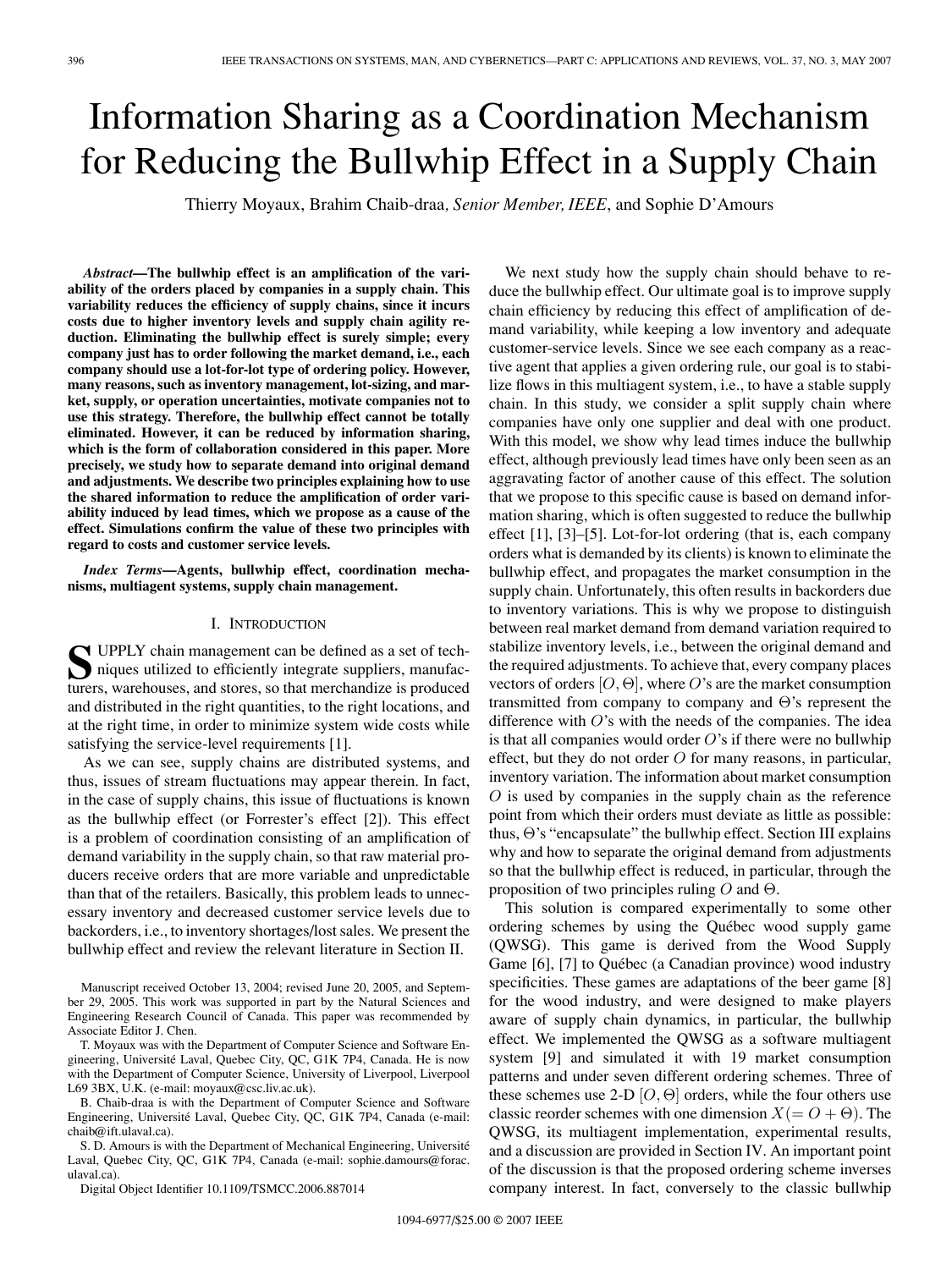# Information Sharing as a Coordination Mechanism for Reducing the Bullwhip Effect in a Supply Chain

Thierry Moyaux, Brahim Chaib-draa, *Senior Member, IEEE*, and Sophie D'Amours

***Abstract*—The bullwhip effect is an amplification of the variability of the orders placed by companies in a supply chain. This variability reduces the efficiency of supply chains, since it incurs costs due to higher inventory levels and supply chain agility reduction. Eliminating the bullwhip effect is surely simple; every company just has to order following the market demand, i.e., each company should use a lot-for-lot type of ordering policy. However, many reasons, such as inventory management, lot-sizing, and market, supply, or operation uncertainties, motivate companies not to use this strategy. Therefore, the bullwhip effect cannot be totally eliminated. However, it can be reduced by information sharing, which is the form of collaboration considered in this paper. More precisely, we study how to separate demand into original demand and adjustments. We describe two principles explaining how to use the shared information to reduce the amplification of order variability induced by lead times, which we propose as a cause of the effect. Simulations confirm the value of these two principles with regard to costs and customer service levels.**

***Index Terms*—Agents, bullwhip effect, coordination mechanisms, multiagent systems, supply chain management.**

## I. Introduction

Supply chain management can be defined as a set of techniques utilized to efficiently integrate suppliers, manufacturers, warehouses, and stores, so that merchandize is produced and distributed in the right quantities, to the right locations, and at the right time, in order to minimize system wide costs while satisfying the service-level requirements [1].

As we can see, supply chains are distributed systems, and thus, issues of stream fluctuations may appear therein. In fact, in the case of supply chains, this issue of fluctuations is known as the bullwhip effect (or Forrester's effect [2]). This effect is a problem of coordination consisting of an amplification of demand variability in the supply chain, so that raw material producers receive orders that are more variable and unpredictable than that of the retailers. Basically, this problem leads to unnecessary inventory and decreased customer service levels due to backorders, i.e., to inventory shortages/lost sales. We present the bullwhip effect and review the relevant literature in Section II.

We next study how the supply chain should behave to reduce the bullwhip effect. Our ultimate goal is to improve supply chain efficiency by reducing this effect of amplification of demand variability, while keeping a low inventory and adequate customer-service levels. Since we see each company as a reactive agent that applies a given ordering rule, our goal is to stabilize flows in this multiagent system, i.e., to have a stable supply chain. In this study, we consider a split supply chain where companies have only one supplier and deal with one product. With this model, we show why lead times induce the bullwhip effect, although previously lead times have only been seen as an aggravating factor of another cause of this effect. The solution that we propose to this specific cause is based on demand information sharing, which is often suggested to reduce the bullwhip effect [1], [3]–[5]. Lot-for-lot ordering (that is, each company orders what is demanded by its clients) is known to eliminate the bullwhip effect, and propagates the market consumption in the supply chain. Unfortunately, this often results in backorders due to inventory variations. This is why we propose to distinguish between real market demand from demand variation required to stabilize inventory levels, i.e., between the original demand and the required adjustments. To achieve that, every company places vectors of orders $[O, \Theta]$, where $O$'s are the market consumption transmitted from company to company and $\Theta$'s represent the difference with $O$'s with the needs of the companies. The idea is that all companies would order $O$'s if there were no bullwhip effect, but they do not order $O$ for many reasons, in particular, inventory variation. The information about market consumption $O$ is used by companies in the supply chain as the reference point from which their orders must deviate as little as possible: thus, $\Theta$'s "encapsulate" the bullwhip effect. Section III explains why and how to separate the original demand from adjustments so that the bullwhip effect is reduced, in particular, through the proposition of two principles ruling $O$ and $\Theta$.

This solution is compared experimentally to some other ordering schemes by using the Québec wood supply game (QWSG). This game is derived from the Wood Supply Game [6], [7] to Québec (a Canadian province) wood industry specificities. These games are adaptations of the beer game [8] for the wood industry, and were designed to make players aware of supply chain dynamics, in particular, the bullwhip effect. We implemented the QWSG as a software multiagent system [9] and simulated it with 19 market consumption patterns and under seven different ordering schemes. Three of these schemes use 2-D $[O, \Theta]$ orders, while the four others use classic reorder schemes with one dimension $X(= O + \Theta)$. The QWSG, its multiagent implementation, experimental results, and a discussion are provided in Section IV. An important point of the discussion is that the proposed ordering scheme inverses company interest. In fact, conversely to the classic bullwhip

Manuscript received October 13, 2004; revised June 20, 2005, and September 29, 2005. This work was supported in part by the Natural Sciences and Engineering Research Council of Canada. This paper was recommended by Associate Editor J. Chen.

T. Moyaux was with the Department of Computer Science and Software Engineering, Université Laval, Quebec City, QC, G1K 7P4, Canada. He is now with the Department of Computer Science, University of Liverpool, Liverpool L69 3BX, U.K. (e-mail: moyaux@csc.liv.ac.uk).

B. Chaib-draa is with the Department of Computer Science and Software Engineering, Université Laval, Quebec City, QC, G1K 7P4, Canada (e-mail: chaib@ift.ulaval.ca).

S. D. Amours is with the Department of Mechanical Engineering, Université Laval, Quebec City, QC, G1K 7P4, Canada (e-mail: sophie.damours@forac.ulaval.ca).

Digital Object Identifier 10.1109/TSMCC.2006.887014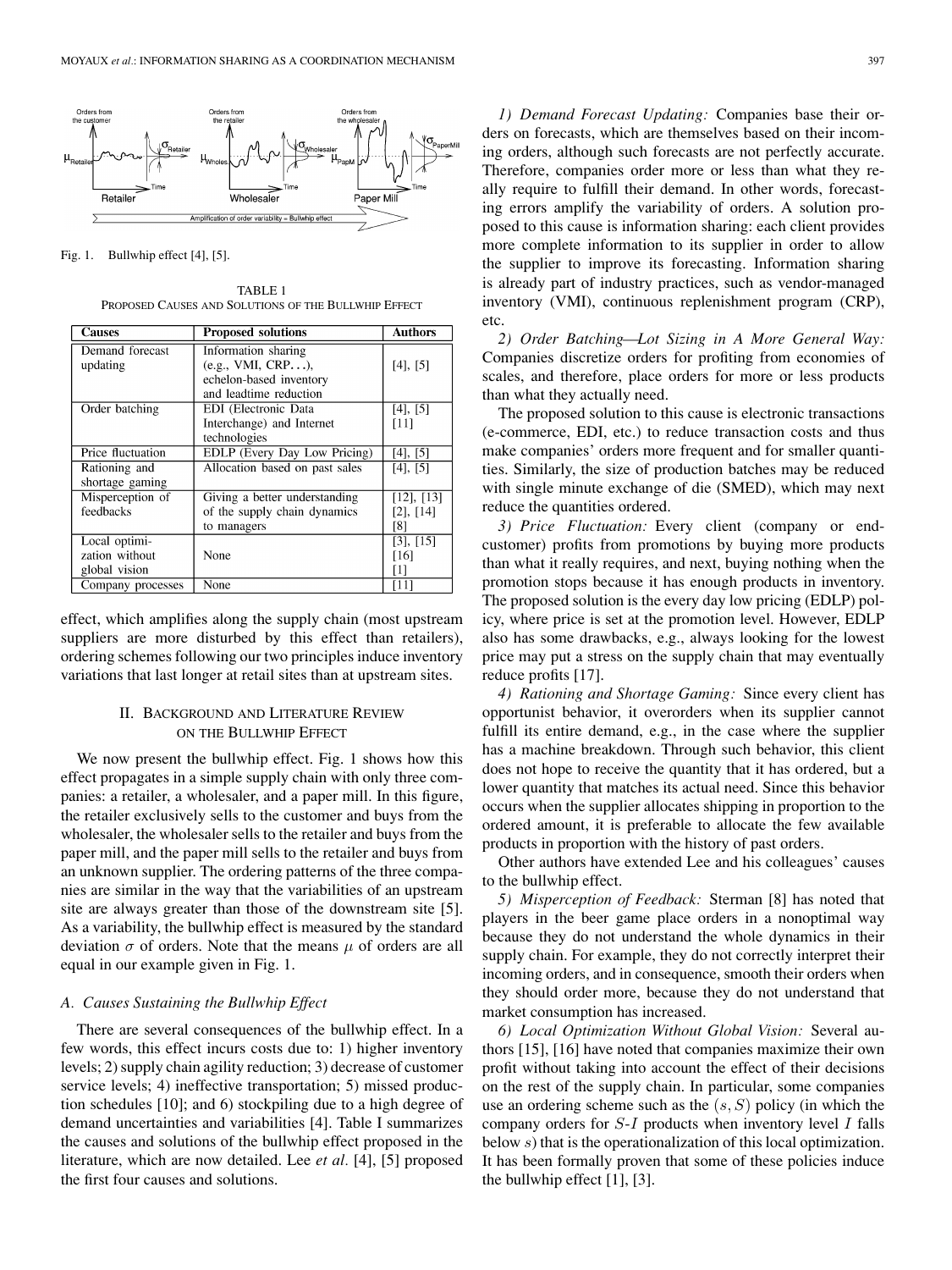Fig. 1. Bullwhip effect [4], [5].

TABLE I
PROPOSED CAUSES AND SOLUTIONS OF THE BULLWHIP EFFECT

| Causes | Proposed solutions | Authors |
|---|---|---|
| Demand forecast updating | Information sharing (e.g., VMI, CRP...), echelon-based inventory and leadtime reduction | [4], [5] |
| Order batching | EDI (Electronic Data Interchange) and Internet technologies | [4], [5] [11] |
| Price fluctuation | EDLP (Every Day Low Pricing) | [4], [5] |
| Rationing and shortage gaming | Allocation based on past sales | [4], [5] |
| Misperception of feedbacks | Giving a better understanding of the supply chain dynamics to managers | [12], [13] [2], [14] [8] |
| Local optimization without global vision | None | [3], [15] [16] [1] |
| Company processes | None | [11] |

effect, which amplifies along the supply chain (most upstream suppliers are more disturbed by this effect than retailers), ordering schemes following our two principles induce inventory variations that last longer at retail sites than at upstream sites.

## II. Background and Literature Review on the Bullwhip Effect

We now present the bullwhip effect. Fig. 1 shows how this effect propagates in a simple supply chain with only three companies: a retailer, a wholesaler, and a paper mill. In this figure, the retailer exclusively sells to the customer and buys from the wholesaler, the wholesaler sells to the retailer and buys from the paper mill, and the paper mill sells to the retailer and buys from an unknown supplier. The ordering patterns of the three companies are similar in the way that the variabilities of an upstream site are always greater than those of the downstream site [5]. As a variability, the bullwhip effect is measured by the standard deviation $\sigma$ of orders. Note that the means $\mu$ of orders are all equal in our example given in Fig. 1.

### A. Causes Sustaining the Bullwhip Effect

There are several consequences of the bullwhip effect. In a few words, this effect incurs costs due to: 1) higher inventory levels; 2) supply chain agility reduction; 3) decrease of customer service levels; 4) ineffective transportation; 5) missed production schedules [10]; and 6) stockpiling due to a high degree of demand uncertainties and variabilities [4]. Table I summarizes the causes and solutions of the bullwhip effect proposed in the literature, which are now detailed. Lee *et al.* [4], [5] proposed the first four causes and solutions.

*1) Demand Forecast Updating:* Companies base their orders on forecasts, which are themselves based on their incoming orders, although such forecasts are not perfectly accurate. Therefore, companies order more or less than what they really require to fulfill their demand. In other words, forecasting errors amplify the variability of orders. A solution proposed to this cause is information sharing: each client provides more complete information to its supplier in order to allow the supplier to improve its forecasting. Information sharing is already part of industry practices, such as vendor-managed inventory (VMI), continuous replenishment program (CRP), etc.

*2) Order Batching—Lot Sizing in A More General Way:* Companies discretize orders for profiting from economies of scales, and therefore, place orders for more or less products than what they actually need.

The proposed solution to this cause is electronic transactions (e-commerce, EDI, etc.) to reduce transaction costs and thus make companies' orders more frequent and for smaller quantities. Similarly, the size of production batches may be reduced with single minute exchange of die (SMED), which may next reduce the quantities ordered.

*3) Price Fluctuation:* Every client (company or end-customer) profits from promotions by buying more products than what it really requires, and next, buying nothing when the promotion stops because it has enough products in inventory. The proposed solution is the every day low pricing (EDLP) policy, where price is set at the promotion level. However, EDLP also has some drawbacks, e.g., always looking for the lowest price may put a stress on the supply chain that may eventually reduce profits [17].

*4) Rationing and Shortage Gaming:* Since every client has opportunist behavior, it overorders when its supplier cannot fulfill its entire demand, e.g., in the case where the supplier has a machine breakdown. Through such behavior, this client does not hope to receive the quantity that it has ordered, but a lower quantity that matches its actual need. Since this behavior occurs when the supplier allocates shipping in proportion to the ordered amount, it is preferable to allocate the few available products in proportion with the history of past orders.

Other authors have extended Lee and his colleagues' causes to the bullwhip effect.

*5) Misperception of Feedback:* Sterman [8] has noted that players in the beer game place orders in a nonoptimal way because they do not understand the whole dynamics in their supply chain. For example, they do not correctly interpret their incoming orders, and in consequence, smooth their orders when they should order more, because they do not understand that market consumption has increased.

*6) Local Optimization Without Global Vision:* Several authors [15], [16] have noted that companies maximize their own profit without taking into account the effect of their decisions on the rest of the supply chain. In particular, some companies use an ordering scheme such as the $(s, S)$ policy (in which the company orders for $S$-$I$ products when inventory level $I$ falls below $s$) that is the operationalization of this local optimization. It has been formally proven that some of these policies induce the bullwhip effect [1], [3].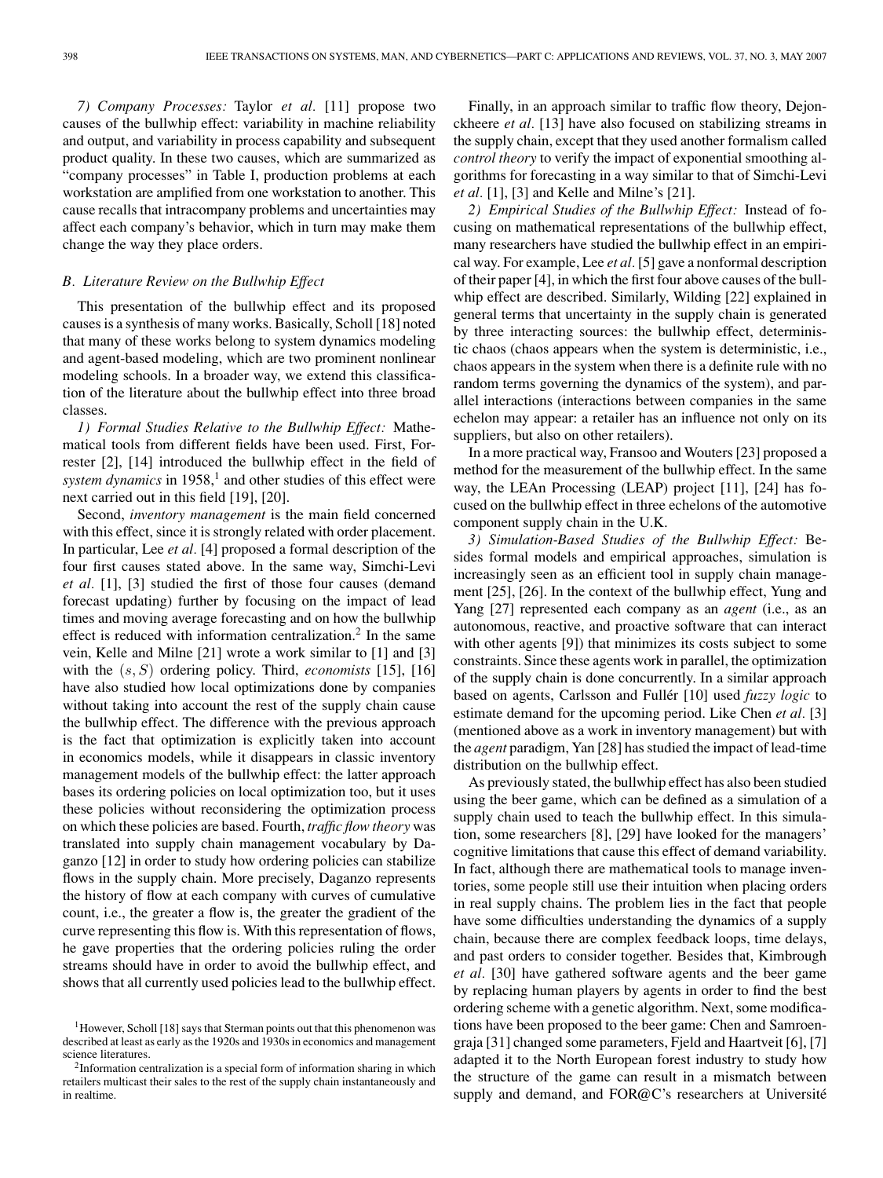*7) Company Processes:* Taylor *et al.* [11] propose two causes of the bullwhip effect: variability in machine reliability and output, and variability in process capability and subsequent product quality. In these two causes, which are summarized as "company processes" in Table I, production problems at each workstation are amplified from one workstation to another. This cause recalls that intracompany problems and uncertainties may affect each company's behavior, which in turn may make them change the way they place orders.

### *B. Literature Review on the Bullwhip Effect*

This presentation of the bullwhip effect and its proposed causes is a synthesis of many works. Basically, Scholl [18] noted that many of these works belong to system dynamics modeling and agent-based modeling, which are two prominent nonlinear modeling schools. In a broader way, we extend this classification of the literature about the bullwhip effect into three broad classes.

*1) Formal Studies Relative to the Bullwhip Effect:* Mathematical tools from different fields have been used. First, Forrester [2], [14] introduced the bullwhip effect in the field of *system dynamics* in 1958,[1] and other studies of this effect were next carried out in this field [19], [20].

Second, *inventory management* is the main field concerned with this effect, since it is strongly related with order placement. In particular, Lee *et al.* [4] proposed a formal description of the four first causes stated above. In the same way, Simchi-Levi *et al.* [1], [3] studied the first of those four causes (demand forecast updating) further by focusing on the impact of lead times and moving average forecasting and on how the bullwhip effect is reduced with information centralization.[2] In the same vein, Kelle and Milne [21] wrote a work similar to [1] and [3] with the $(s, S)$ ordering policy. Third, *economists* [15], [16] have also studied how local optimizations done by companies without taking into account the rest of the supply chain cause the bullwhip effect. The difference with the previous approach is the fact that optimization is explicitly taken into account in economics models, while it disappears in classic inventory management models of the bullwhip effect: the latter approach bases its ordering policies on local optimization too, but it uses these policies without reconsidering the optimization process on which these policies are based. Fourth, *traffic flow theory* was translated into supply chain management vocabulary by Daganzo [12] in order to study how ordering policies can stabilize flows in the supply chain. More precisely, Daganzo represents the history of flow at each company with curves of cumulative count, i.e., the greater a flow is, the greater the gradient of the curve representing this flow is. With this representation of flows, he gave properties that the ordering policies ruling the order streams should have in order to avoid the bullwhip effect, and shows that all currently used policies lead to the bullwhip effect.

Finally, in an approach similar to traffic flow theory, Dejonckheere *et al.* [13] have also focused on stabilizing streams in the supply chain, except that they used another formalism called *control theory* to verify the impact of exponential smoothing algorithms for forecasting in a way similar to that of Simchi-Levi *et al.* [1], [3] and Kelle and Milne's [21].

*2) Empirical Studies of the Bullwhip Effect:* Instead of focusing on mathematical representations of the bullwhip effect, many researchers have studied the bullwhip effect in an empirical way. For example, Lee *et al.* [5] gave a nonformal description of their paper [4], in which the first four above causes of the bullwhip effect are described. Similarly, Wilding [22] explained in general terms that uncertainty in the supply chain is generated by three interacting sources: the bullwhip effect, deterministic chaos (chaos appears when the system is deterministic, i.e., chaos appears in the system when there is a definite rule with no random terms governing the dynamics of the system), and parallel interactions (interactions between companies in the same echelon may appear: a retailer has an influence not only on its suppliers, but also on other retailers).

In a more practical way, Fransoo and Wouters [23] proposed a method for the measurement of the bullwhip effect. In the same way, the LEAn Processing (LEAP) project [11], [24] has focused on the bullwhip effect in three echelons of the automotive component supply chain in the U.K.

*3) Simulation-Based Studies of the Bullwhip Effect:* Besides formal models and empirical approaches, simulation is increasingly seen as an efficient tool in supply chain management [25], [26]. In the context of the bullwhip effect, Yung and Yang [27] represented each company as an *agent* (i.e., as an autonomous, reactive, and proactive software that can interact with other agents [9]) that minimizes its costs subject to some constraints. Since these agents work in parallel, the optimization of the supply chain is done concurrently. In a similar approach based on agents, Carlsson and Fullér [10] used *fuzzy logic* to estimate demand for the upcoming period. Like Chen *et al.* [3] (mentioned above as a work in inventory management) but with the *agent* paradigm, Yan [28] has studied the impact of lead-time distribution on the bullwhip effect.

As previously stated, the bullwhip effect has also been studied using the beer game, which can be defined as a simulation of a supply chain used to teach the bullwhip effect. In this simulation, some researchers [8], [29] have looked for the managers' cognitive limitations that cause this effect of demand variability. In fact, although there are mathematical tools to manage inventories, some people still use their intuition when placing orders in real supply chains. The problem lies in the fact that people have some difficulties understanding the dynamics of a supply chain, because there are complex feedback loops, time delays, and past orders to consider together. Besides that, Kimbrough *et al.* [30] have gathered software agents and the beer game by replacing human players by agents in order to find the best ordering scheme with a genetic algorithm. Next, some modifications have been proposed to the beer game: Chen and Samroengraja [31] changed some parameters, Fjeld and Haartveit [6], [7] adapted it to the North European forest industry to study how the structure of the game can result in a mismatch between supply and demand, and FOR@C's researchers at Université

[1] However, Scholl [18] says that Sterman points out that this phenomenon was described at least as early as the 1920s and 1930s in economics and management science literatures.

[2] Information centralization is a special form of information sharing in which retailers multicast their sales to the rest of the supply chain instantaneously and in realtime.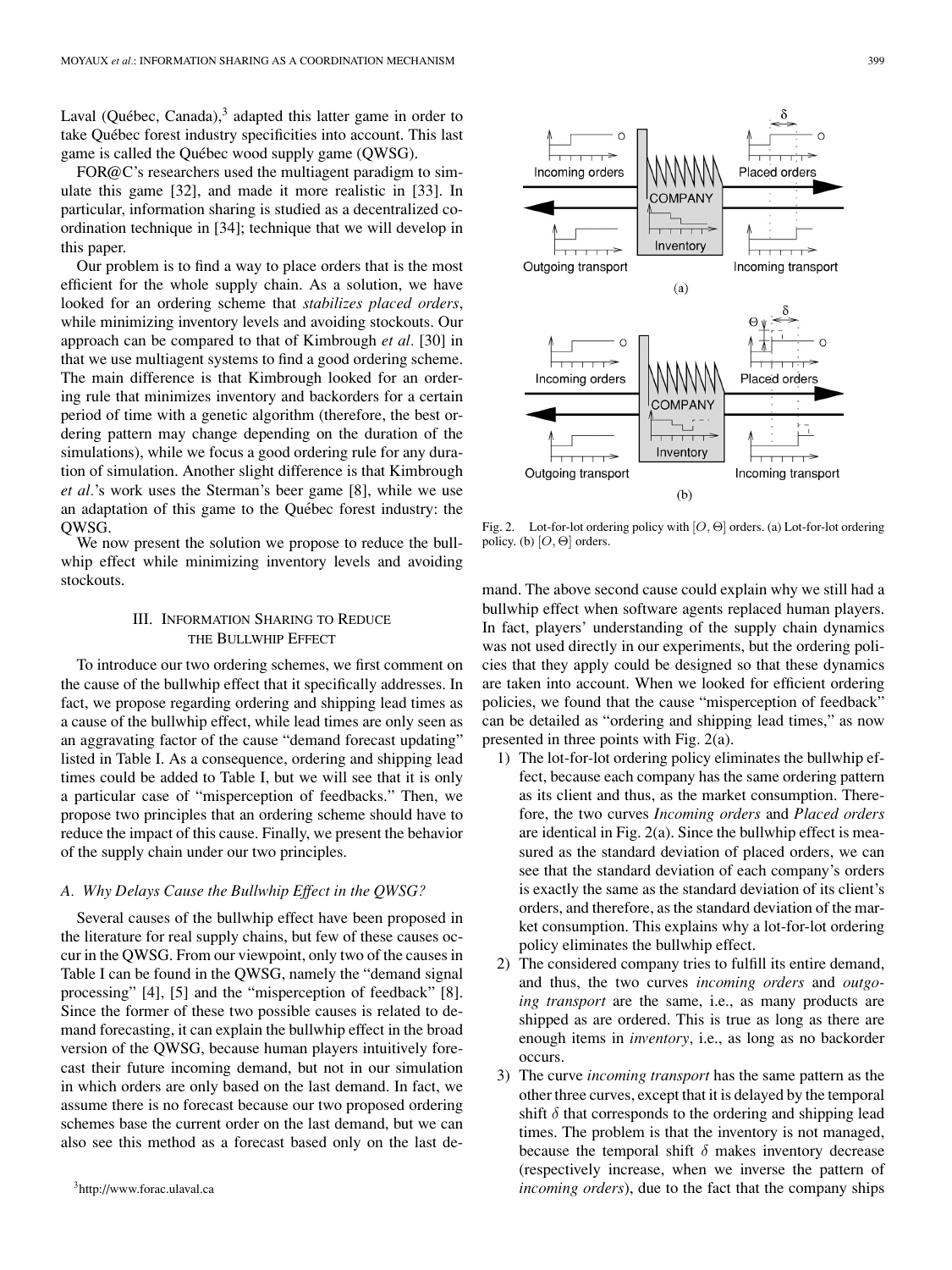Laval (Québec, Canada),[3] adapted this latter game in order to take Québec forest industry specificities into account. This last game is called the Québec wood supply game (QWSG).

FOR@C's researchers used the multiagent paradigm to simulate this game [32], and made it more realistic in [33]. In particular, information sharing is studied as a decentralized coordination technique in [34]; technique that we will develop in this paper.

Our problem is to find a way to place orders that is the most efficient for the whole supply chain. As a solution, we have looked for an ordering scheme that *stabilizes placed orders*, while minimizing inventory levels and avoiding stockouts. Our approach can be compared to that of Kimbrough *et al.* [30] in that we use multiagent systems to find a good ordering scheme. The main difference is that Kimbrough looked for an ordering rule that minimizes inventory and backorders for a certain period of time with a genetic algorithm (therefore, the best ordering pattern may change depending on the duration of the simulations), while we focus a good ordering rule for any duration of simulation. Another slight difference is that Kimbrough *et al.*'s work uses the Sterman's beer game [8], while we use an adaptation of this game to the Québec forest industry: the QWSG.

We now present the solution we propose to reduce the bullwhip effect while minimizing inventory levels and avoiding stockouts.

## III. Information Sharing to Reduce the Bullwhip Effect

To introduce our two ordering schemes, we first comment on the cause of the bullwhip effect that it specifically addresses. In fact, we propose regarding ordering and shipping lead times as a cause of the bullwhip effect, while lead times are only seen as an aggravating factor of the cause "demand forecast updating" listed in Table I. As a consequence, ordering and shipping lead times could be added to Table I, but we will see that it is only a particular case of "misperception of feedbacks." Then, we propose two principles that an ordering scheme should have to reduce the impact of this cause. Finally, we present the behavior of the supply chain under our two principles.

### A. Why Delays Cause the Bullwhip Effect in the QWSG?

Several causes of the bullwhip effect have been proposed in the literature for real supply chains, but few of these causes occur in the QWSG. From our viewpoint, only two of the causes in Table I can be found in the QWSG, namely the "demand signal processing" [4], [5] and the "misperception of feedback" [8]. Since the former of these two possible causes is related to demand forecasting, it can explain the bullwhip effect in the broad version of the QWSG, because human players intuitively forecast their future incoming demand, but not in our simulation in which orders are only based on the last demand. In fact, we assume there is no forecast because our two proposed ordering schemes base the current order on the last demand, but we can also see this method as a forecast based only on the last demand. The above second cause could explain why we still had a bullwhip effect when software agents replaced human players. In fact, players' understanding of the supply chain dynamics was not used directly in our experiments, but the ordering policies that they apply could be designed so that these dynamics are taken into account. When we looked for efficient ordering policies, we found that the cause "misperception of feedback" can be detailed as "ordering and shipping lead times," as now presented in three points with Fig. 2(a).

Fig. 2. Lot-for-lot ordering policy with $[O, \Theta]$ orders. (a) Lot-for-lot ordering policy. (b) $[O, \Theta]$ orders.

1) The lot-for-lot ordering policy eliminates the bullwhip effect, because each company has the same ordering pattern as its client and thus, as the market consumption. Therefore, the two curves *Incoming orders* and *Placed orders* are identical in Fig. 2(a). Since the bullwhip effect is measured as the standard deviation of placed orders, we can see that the standard deviation of each company's orders is exactly the same as the standard deviation of its client's orders, and therefore, as the standard deviation of the market consumption. This explains why a lot-for-lot ordering policy eliminates the bullwhip effect.
2) The considered company tries to fulfill its entire demand, and thus, the two curves *incoming orders* and *outgoing transport* are the same, i.e., as many products are shipped as are ordered. This is true as long as there are enough items in *inventory*, i.e., as long as no backorder occurs.
3) The curve *incoming transport* has the same pattern as the other three curves, except that it is delayed by the temporal shift $\delta$ that corresponds to the ordering and shipping lead times. The problem is that the inventory is not managed, because the temporal shift $\delta$ makes inventory decrease (respectively increase, when we inverse the pattern of *incoming orders*), due to the fact that the company ships

[3] http://www.forac.ulaval.ca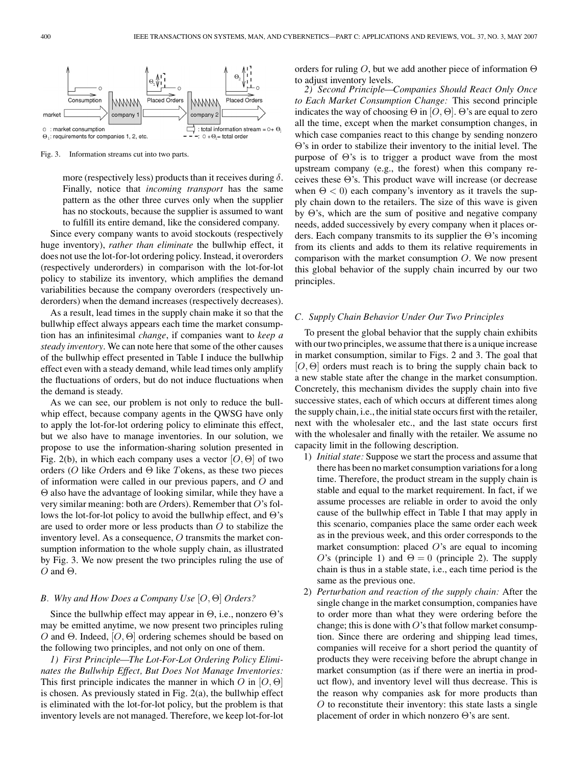Fig. 3. Information streams cut into two parts.

more (respectively less) products than it receives during $\delta$. Finally, notice that *incoming transport* has the same pattern as the other three curves only when the supplier has no stockouts, because the supplier is assumed to want to fulfill its entire demand, like the considered company.

Since every company wants to avoid stockouts (respectively huge inventory), *rather than eliminate* the bullwhip effect, it does not use the lot-for-lot ordering policy. Instead, it overorders (respectively underorders) in comparison with the lot-for-lot policy to stabilize its inventory, which amplifies the demand variabilities because the company overorders (respectively underorders) when the demand increases (respectively decreases).

As a result, lead times in the supply chain make it so that the bullwhip effect always appears each time the market consumption has an infinitesimal *change*, if companies want to *keep a steady inventory*. We can note here that some of the other causes of the bullwhip effect presented in Table I induce the bullwhip effect even with a steady demand, while lead times only amplify the fluctuations of orders, but do not induce fluctuations when the demand is steady.

As we can see, our problem is not only to reduce the bullwhip effect, because company agents in the QWSG have only to apply the lot-for-lot ordering policy to eliminate this effect, but we also have to manage inventories. In our solution, we propose to use the information-sharing solution presented in Fig. 2(b), in which each company uses a vector $[O, \Theta]$ of two orders ($O$ like *O*rders and $\Theta$ like *T*okens, as these two pieces of information were called in our previous papers, and $O$ and $\Theta$ also have the advantage of looking similar, while they have a very similar meaning: both are *O*rders). Remember that $O$'s follows the lot-for-lot policy to avoid the bullwhip effect, and $\Theta$'s are used to order more or less products than $O$ to stabilize the inventory level. As a consequence, $O$ transmits the market consumption information to the whole supply chain, as illustrated by Fig. 3. We now present the two principles ruling the use of $O$ and $\Theta$.

### B. Why and How Does a Company Use $[O, \Theta]$ Orders?

Since the bullwhip effect may appear in $\Theta$, i.e., nonzero $\Theta$'s may be emitted anytime, we now present two principles ruling $O$ and $\Theta$. Indeed, $[O, \Theta]$ ordering schemes should be based on the following two principles, and not only on one of them.

*1) First Principle—The Lot-For-Lot Ordering Policy Eliminates the Bullwhip Effect, But Does Not Manage Inventories:* This first principle indicates the manner in which $O$ in $[O, \Theta]$ is chosen. As previously stated in Fig. 2(a), the bullwhip effect is eliminated with the lot-for-lot policy, but the problem is that inventory levels are not managed. Therefore, we keep lot-for-lot orders for ruling $O$, but we add another piece of information $\Theta$ to adjust inventory levels.

*2) Second Principle—Companies Should React Only Once to Each Market Consumption Change:* This second principle indicates the way of choosing $\Theta$ in $[O, \Theta]$. $\Theta$'s are equal to zero all the time, except when the market consumption changes, in which case companies react to this change by sending nonzero $\Theta$'s in order to stabilize their inventory to the initial level. The purpose of $\Theta$'s is to trigger a product wave from the most upstream company (e.g., the forest) when this company receives these $\Theta$'s. This product wave will increase (or decrease when $\Theta < 0$) each company's inventory as it travels the supply chain down to the retailers. The size of this wave is given by $\Theta$'s, which are the sum of positive and negative company needs, added successively by every company when it places orders. Each company transmits to its supplier the $\Theta$'s incoming from its clients and adds to them its relative requirements in comparison with the market consumption $O$. We now present this global behavior of the supply chain incurred by our two principles.

### C. Supply Chain Behavior Under Our Two Principles

To present the global behavior that the supply chain exhibits with our two principles, we assume that there is a unique increase in market consumption, similar to Figs. 2 and 3. The goal that $[O, \Theta]$ orders must reach is to bring the supply chain back to a new stable state after the change in the market consumption. Concretely, this mechanism divides the supply chain into five successive states, each of which occurs at different times along the supply chain, i.e., the initial state occurs first with the retailer, next with the wholesaler etc., and the last state occurs first with the wholesaler and finally with the retailer. We assume no capacity limit in the following description.

1) *Initial state:* Suppose we start the process and assume that there has been no market consumption variations for a long time. Therefore, the product stream in the supply chain is stable and equal to the market requirement. In fact, if we assume processes are reliable in order to avoid the only cause of the bullwhip effect in Table I that may apply in this scenario, companies place the same order each week as in the previous week, and this order corresponds to the market consumption: placed $O$'s are equal to incoming $O$'s (principle 1) and $\Theta = 0$ (principle 2). The supply chain is thus in a stable state, i.e., each time period is the same as the previous one.
2) *Perturbation and reaction of the supply chain:* After the single change in the market consumption, companies have to order more than what they were ordering before the change; this is done with $O$'s that follow market consumption. Since there are ordering and shipping lead times, companies will receive for a short period the quantity of products they were receiving before the abrupt change in market consumption (as if there were an inertia in product flow), and inventory level will thus decrease. This is the reason why companies ask for more products than $O$ to reconstitute their inventory: this state lasts a single placement of order in which nonzero $\Theta$'s are sent.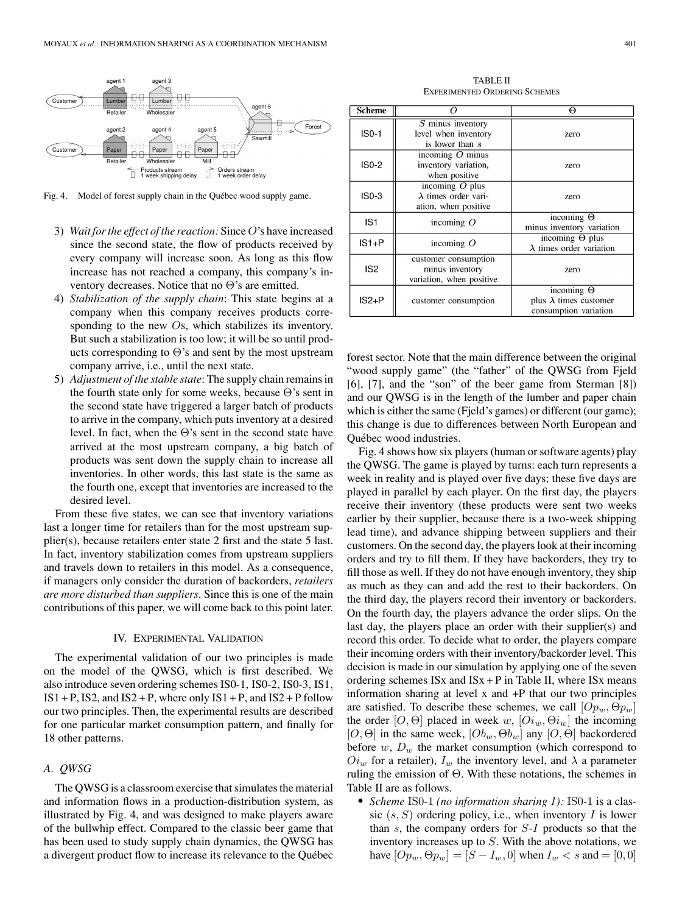Fig. 4. Model of forest supply chain in the Québec wood supply game.

3) *Wait for the effect of the reaction:* Since $O$'s have increased since the second state, the flow of products received by every company will increase soon. As long as this flow increase has not reached a company, this company's inventory decreases. Notice that no $\Theta$'s are emitted.
4) *Stabilization of the supply chain*: This state begins at a company when this company receives products corresponding to the new $O$s, which stabilizes its inventory. But such a stabilization is too low; it will be so until products corresponding to $\Theta$'s and sent by the most upstream company arrive, i.e., until the next state.
5) *Adjustment of the stable state*: The supply chain remains in the fourth state only for some weeks, because $\Theta$'s sent in the second state have triggered a larger batch of products to arrive in the company, which puts inventory at a desired level. In fact, when the $\Theta$'s sent in the second state have arrived at the most upstream company, a big batch of products was sent down the supply chain to increase all inventories. In other words, this last state is the same as the fourth one, except that inventories are increased to the desired level.

From these five states, we can see that inventory variations last a longer time for retailers than for the most upstream supplier(s), because retailers enter state 2 first and the state 5 last. In fact, inventory stabilization comes from upstream suppliers and travels down to retailers in this model. As a consequence, if managers only consider the duration of backorders, *retailers are more disturbed than suppliers*. Since this is one of the main contributions of this paper, we will come back to this point later.

## IV. Experimental Validation

The experimental validation of our two principles is made on the model of the QWSG, which is first described. We also introduce seven ordering schemes IS0-1, IS0-2, IS0-3, IS1, IS1 + P, IS2, and IS2 + P, where only IS1 + P, and IS2 + P follow our two principles. Then, the experimental results are described for one particular market consumption pattern, and finally for 18 other patterns.

### A. QWSG

The QWSG is a classroom exercise that simulates the material and information flows in a production-distribution system, as illustrated by Fig. 4, and was designed to make players aware of the bullwhip effect. Compared to the classic beer game that has been used to study supply chain dynamics, the QWSG has a divergent product flow to increase its relevance to the Québec forest sector. Note that the main difference between the original "wood supply game" (the "father" of the QWSG from Fjeld [6], [7], and the "son" of the beer game from Sterman [8]) and our QWSG is in the length of the lumber and paper chain which is either the same (Fjeld's games) or different (our game); this change is due to differences between North European and Québec wood industries.

TABLE II
EXPERIMENTED ORDERING SCHEMES

| Scheme | $O$ | $\Theta$ |
|---|---|---|
| IS0-1 | $S$ minus inventory level when inventory is lower than $s$ | zero |
| IS0-2 | incoming $O$ minus inventory variation, when positive | zero |
| IS0-3 | incoming $O$ plus $\lambda$ times order variation, when positive | zero |
| IS1 | incoming $O$ | incoming $\Theta$ minus inventory variation |
| IS1+P | incoming $O$ | incoming $\Theta$ plus $\lambda$ times order variation |
| IS2 | customer consumption minus inventory variation, when positive | zero |
| IS2+P | customer consumption | incoming $\Theta$ plus $\lambda$ times customer consumption variation |

Fig. 4 shows how six players (human or software agents) play the QWSG. The game is played by turns: each turn represents a week in reality and is played over five days; these five days are played in parallel by each player. On the first day, the players receive their inventory (these products were sent two weeks earlier by their supplier, because there is a two-week shipping lead time), and advance shipping between suppliers and their customers. On the second day, the players look at their incoming orders and try to fill them. If they have backorders, they try to fill those as well. If they do not have enough inventory, they ship as much as they can and add the rest to their backorders. On the third day, the players record their inventory or backorders. On the fourth day, the players advance the order slips. On the last day, the players place an order with their supplier(s) and record this order. To decide what to order, the players compare their incoming orders with their inventory/backorder level. This decision is made in our simulation by applying one of the seven ordering schemes ISx and ISx + P in Table II, where ISx means information sharing at level x and +P that our two principles are satisfied. To describe these schemes, we call $[Op_w, \Theta p_w]$ the order $[O, \Theta]$ placed in week $w$, $[Oi_w, \Theta i_w]$ the incoming $[O, \Theta]$ in the same week, $[Ob_w, \Theta b_w]$ any $[O, \Theta]$ backordered before $w$, $D_w$ the market consumption (which correspond to $Oi_w$ for a retailer), $I_w$ the inventory level, and $\lambda$ a parameter ruling the emission of $\Theta$. With these notations, the schemes in Table II are as follows.

- *Scheme* IS0-1 *(no information sharing 1):* IS0-1 is a classic $(s, S)$ ordering policy, i.e., when inventory $I$ is lower than $s$, the company orders for $S$-$I$ products so that the inventory increases up to $S$. With the above notations, we have $[Op_w, \Theta p_w] = [S - I_w, 0]$ when $I_w < s$ and $= [0, 0]$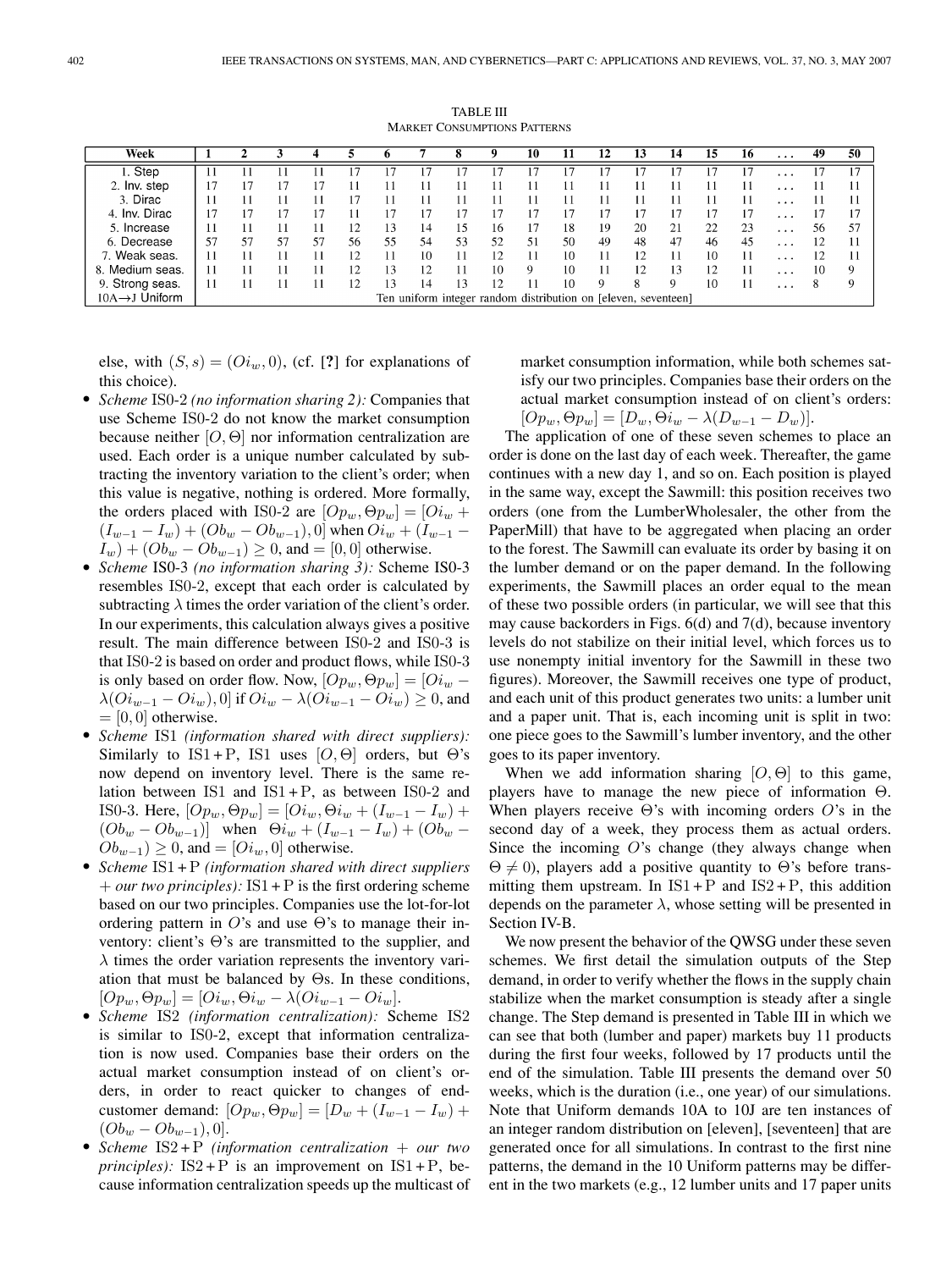TABLE III
MARKET CONSUMPTIONS PATTERNS

| Week | 1 | 2 | 3 | 4 | 5 | 6 | 7 | 8 | 9 | 10 | 11 | 12 | 13 | 14 | 15 | 16 | ... | 49 | 50 |
|---|---|---|---|---|---|---|---|---|---|---|---|---|---|---|---|---|---|---|---|
| 1. Step | 11 | 11 | 11 | 11 | 17 | 17 | 17 | 17 | 17 | 17 | 17 | 17 | 17 | 17 | 17 | 17 | ... | 17 | 17 |
| 2. Inv. step | 17 | 17 | 17 | 17 | 11 | 11 | 11 | 11 | 11 | 11 | 11 | 11 | 11 | 11 | 11 | 11 | ... | 11 | 11 |
| 3. Dirac | 11 | 11 | 11 | 11 | 17 | 11 | 11 | 11 | 11 | 11 | 11 | 11 | 11 | 11 | 11 | 11 | ... | 11 | 11 |
| 4. Inv. Dirac | 17 | 17 | 17 | 17 | 11 | 17 | 17 | 17 | 17 | 17 | 17 | 17 | 17 | 17 | 17 | 17 | ... | 17 | 17 |
| 5. Increase | 11 | 11 | 11 | 11 | 12 | 13 | 14 | 15 | 16 | 17 | 18 | 19 | 20 | 21 | 22 | 23 | ... | 56 | 57 |
| 6. Decrease | 57 | 57 | 57 | 57 | 56 | 55 | 54 | 53 | 52 | 51 | 50 | 49 | 48 | 47 | 46 | 45 | ... | 12 | 11 |
| 7. Weak seas. | 11 | 11 | 11 | 11 | 12 | 11 | 10 | 11 | 12 | 11 | 10 | 11 | 12 | 11 | 10 | 11 | ... | 12 | 11 |
| 8. Medium seas. | 11 | 11 | 11 | 11 | 12 | 13 | 12 | 11 | 10 | 9 | 10 | 11 | 12 | 13 | 12 | 11 | ... | 10 | 9 |
| 9. Strong seas. | 11 | 11 | 11 | 11 | 12 | 13 | 14 | 13 | 12 | 11 | 10 | 9 | 8 | 9 | 10 | 11 | ... | 8 | 9 |
| 10A→J Uniform | Ten uniform integer random distribution on [eleven, seventeen] | | | | | | | | | | | | | | | | | | |

else, with $(S, s) = (Oi_w, 0)$, (cf. [?] for explanations of this choice).

- *Scheme* IS0-2 *(no information sharing 2):* Companies that use Scheme IS0-2 do not know the market consumption because neither $[O, \Theta]$ nor information centralization are used. Each order is a unique number calculated by subtracting the inventory variation to the client's order; when this value is negative, nothing is ordered. More formally, the orders placed with IS0-2 are $[Op_w, \Theta p_w] = [Oi_w + (I_{w-1} - I_w) + (Ob_w - Ob_{w-1}), 0]$ when $Oi_w + (I_{w-1} - I_w) + (Ob_w - Ob_{w-1}) \geq 0$, and $= [0, 0]$ otherwise.
- *Scheme* IS0-3 *(no information sharing 3):* Scheme IS0-3 resembles IS0-2, except that each order is calculated by subtracting $\lambda$ times the order variation of the client's order. In our experiments, this calculation always gives a positive result. The main difference between IS0-2 and IS0-3 is that IS0-2 is based on order and product flows, while IS0-3 is only based on order flow. Now, $[Op_w, \Theta p_w] = [Oi_w - \lambda(Oi_{w-1} - Oi_w), 0]$ if $Oi_w - \lambda(Oi_{w-1} - Oi_w) \geq 0$, and $= [0, 0]$ otherwise.
- *Scheme* IS1 *(information shared with direct suppliers):* Similarly to IS1 + P, IS1 uses $[O, \Theta]$ orders, but $\Theta$'s now depend on inventory level. There is the same relation between IS1 and IS1 + P, as between IS0-2 and IS0-3. Here, $[Op_w, \Theta p_w] = [Oi_w, \Theta i_w + (I_{w-1} - I_w) + (Ob_w - Ob_{w-1})]$ when $\Theta i_w + (I_{w-1} - I_w) + (Ob_w - Ob_{w-1}) \geq 0$, and $= [Oi_w, 0]$ otherwise.
- *Scheme* IS1 + P *(information shared with direct suppliers + our two principles):* IS1 + P is the first ordering scheme based on our two principles. Companies use the lot-for-lot ordering pattern in $O$'s and use $\Theta$'s to manage their inventory: client's $\Theta$'s are transmitted to the supplier, and $\lambda$ times the order variation represents the inventory variation that must be balanced by $\Theta$s. In these conditions, $[Op_w, \Theta p_w] = [Oi_w, \Theta i_w - \lambda(Oi_{w-1} - Oi_w)]$.
- *Scheme* IS2 *(information centralization):* Scheme IS2 is similar to IS0-2, except that information centralization is now used. Companies base their orders on the actual market consumption instead of on client's orders, in order to react quicker to changes of end-customer demand: $[Op_w, \Theta p_w] = [D_w + (I_{w-1} - I_w) + (Ob_w - Ob_{w-1}), 0]$.
- *Scheme* IS2 + P *(information centralization + our two principles):* IS2 + P is an improvement on IS1 + P, because information centralization speeds up the multicast of market consumption information, while both schemes satisfy our two principles. Companies base their orders on the actual market consumption instead of on client's orders: $[Op_w, \Theta p_w] = [D_w, \Theta i_w - \lambda(D_{w-1} - D_w)]$.

The application of one of these seven schemes to place an order is done on the last day of each week. Thereafter, the game continues with a new day 1, and so on. Each position is played in the same way, except the Sawmill: this position receives two orders (one from the LumberWholesaler, the other from the PaperMill) that have to be aggregated when placing an order to the forest. The Sawmill can evaluate its order by basing it on the lumber demand or on the paper demand. In the following experiments, the Sawmill places an order equal to the mean of these two possible orders (in particular, we will see that this may cause backorders in Figs. 6(d) and 7(d), because inventory levels do not stabilize on their initial level, which forces us to use nonempty initial inventory for the Sawmill in these two figures). Moreover, the Sawmill receives one type of product, and each unit of this product generates two units: a lumber unit and a paper unit. That is, each incoming unit is split in two: one piece goes to the Sawmill's lumber inventory, and the other goes to its paper inventory.

When we add information sharing $[O, \Theta]$ to this game, players have to manage the new piece of information $\Theta$. When players receive $\Theta$'s with incoming orders $O$'s in the second day of a week, they process them as actual orders. Since the incoming $O$'s change (they always change when $\Theta \neq 0$), players add a positive quantity to $\Theta$'s before transmitting them upstream. In IS1 + P and IS2 + P, this addition depends on the parameter $\lambda$, whose setting will be presented in Section IV-B.

We now present the behavior of the QWSG under these seven schemes. We first detail the simulation outputs of the Step demand, in order to verify whether the flows in the supply chain stabilize when the market consumption is steady after a single change. The Step demand is presented in Table III in which we can see that both (lumber and paper) markets buy 11 products during the first four weeks, followed by 17 products until the end of the simulation. Table III presents the demand over 50 weeks, which is the duration (i.e., one year) of our simulations. Note that Uniform demands 10A to 10J are ten instances of an integer random distribution on [eleven], [seventeen] that are generated once for all simulations. In contrast to the first nine patterns, the demand in the 10 Uniform patterns may be different in the two markets (e.g., 12 lumber units and 17 paper units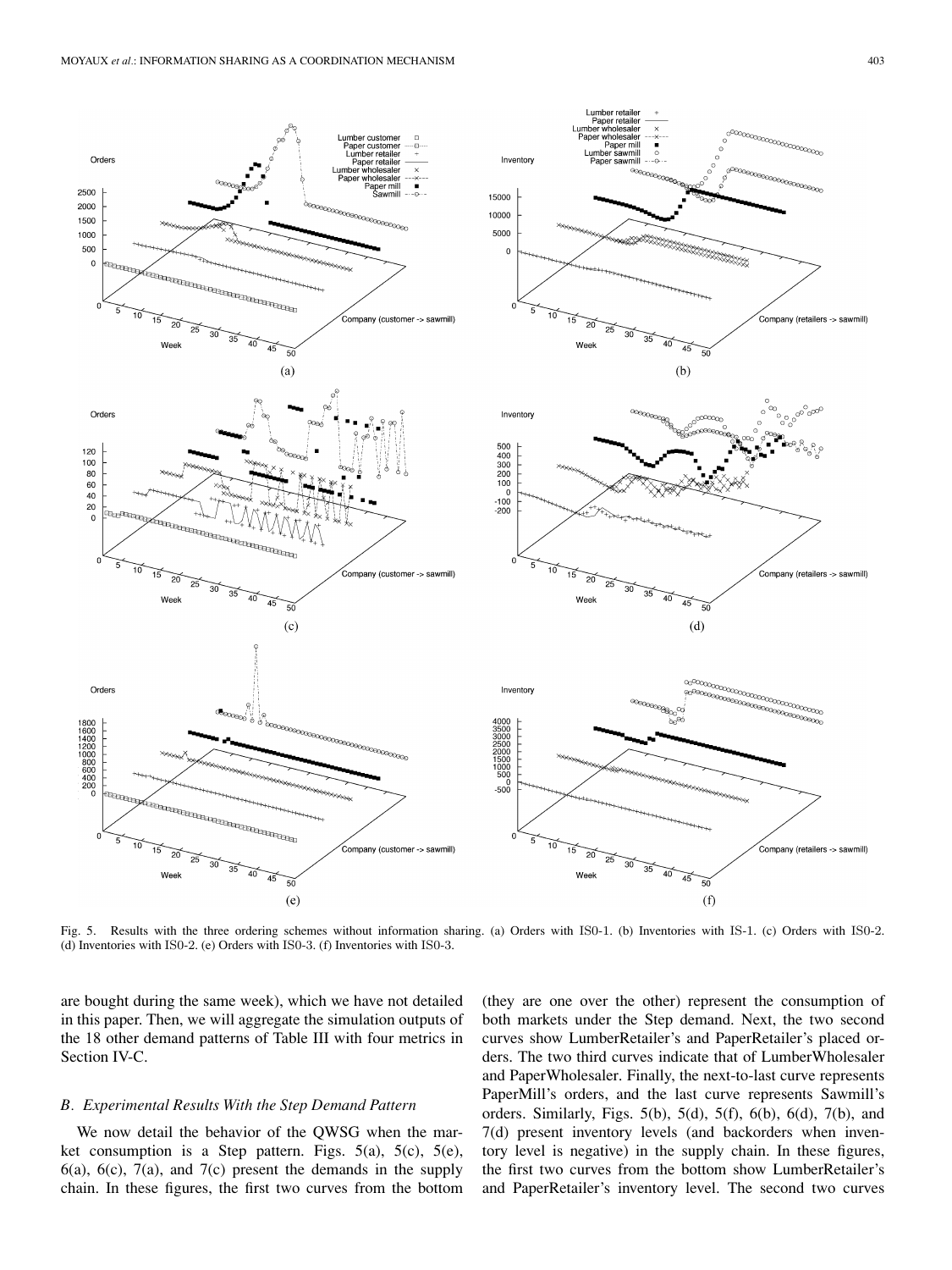Fig. 5. Results with the three ordering schemes without information sharing. (a) Orders with IS0-1. (b) Inventories with IS-1. (c) Orders with IS0-2. (d) Inventories with IS0-2. (e) Orders with IS0-3. (f) Inventories with IS0-3.

are bought during the same week), which we have not detailed in this paper. Then, we will aggregate the simulation outputs of the 18 other demand patterns of Table III with four metrics in Section IV-C.

### *B. Experimental Results With the Step Demand Pattern*

We now detail the behavior of the QWSG when the market consumption is a Step pattern. Figs. 5(a), 5(c), 5(e), 6(a), 6(c), 7(a), and 7(c) present the demands in the supply chain. In these figures, the first two curves from the bottom (they are one over the other) represent the consumption of both markets under the Step demand. Next, the two second curves show LumberRetailer's and PaperRetailer's placed orders. The two third curves indicate that of LumberWholesaler and PaperWholesaler. Finally, the next-to-last curve represents PaperMill's orders, and the last curve represents Sawmill's orders. Similarly, Figs. 5(b), 5(d), 5(f), 6(b), 6(d), 7(b), and 7(d) present inventory levels (and backorders when inventory level is negative) in the supply chain. In these figures, the first two curves from the bottom show LumberRetailer's and PaperRetailer's inventory level. The second two curves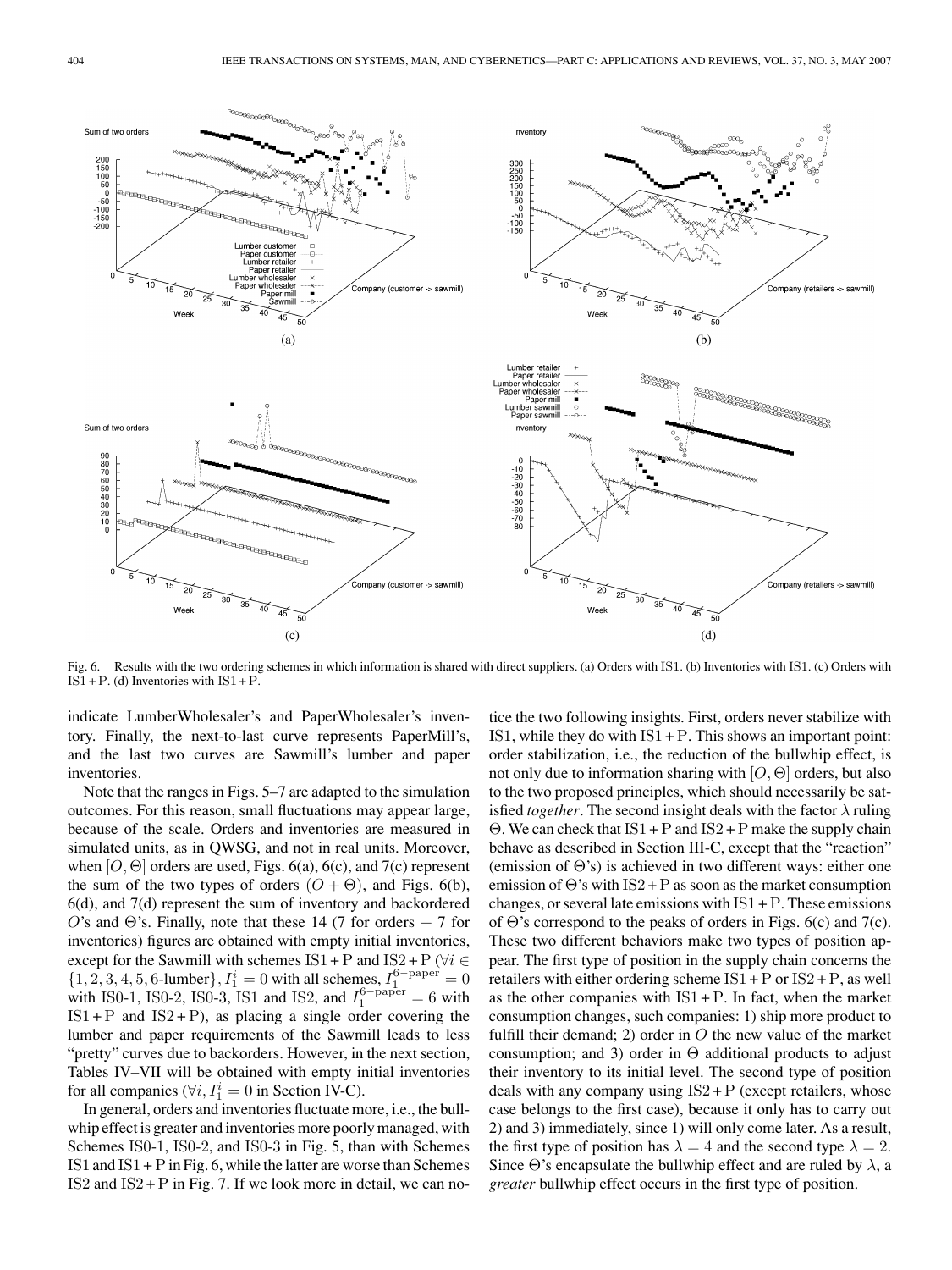Fig. 6. Results with the two ordering schemes in which information is shared with direct suppliers. (a) Orders with IS1. (b) Inventories with IS1. (c) Orders with IS1 + P. (d) Inventories with IS1 + P.

indicate LumberWholesaler's and PaperWholesaler's inventory. Finally, the next-to-last curve represents PaperMill's, and the last two curves are Sawmill's lumber and paper inventories.

Note that the ranges in Figs. 5–7 are adapted to the simulation outcomes. For this reason, small fluctuations may appear large, because of the scale. Orders and inventories are measured in simulated units, as in QWSG, and not in real units. Moreover, when $[O, \Theta]$ orders are used, Figs. 6(a), 6(c), and 7(c) represent the sum of the two types of orders $(O + \Theta)$, and Figs. 6(b), 6(d), and 7(d) represent the sum of inventory and backordered $O$'s and $\Theta$'s. Finally, note that these 14 (7 for orders + 7 for inventories) figures are obtained with empty initial inventories, except for the Sawmill with schemes IS1 + P and IS2 + P ($\forall i \in \{1, 2, 3, 4, 5, 6\text{-lumber}\}, I_1^i = 0$ with all schemes, $I_1^{6-\text{paper}} = 0$ with IS0-1, IS0-2, IS0-3, IS1 and IS2, and $I_1^{6-\text{paper}} = 6$ with IS1 + P and IS2 + P), as placing a single order covering the lumber and paper requirements of the Sawmill leads to less "pretty" curves due to backorders. However, in the next section, Tables IV–VII will be obtained with empty initial inventories for all companies ($\forall i, I_1^i = 0$ in Section IV-C).

In general, orders and inventories fluctuate more, i.e., the bullwhip effect is greater and inventories more poorly managed, with Schemes IS0-1, IS0-2, and IS0-3 in Fig. 5, than with Schemes IS1 and IS1 + P in Fig. 6, while the latter are worse than Schemes IS2 and IS2 + P in Fig. 7. If we look more in detail, we can notice the two following insights. First, orders never stabilize with IS1, while they do with IS1 + P. This shows an important point: order stabilization, i.e., the reduction of the bullwhip effect, is not only due to information sharing with $[O, \Theta]$ orders, but also to the two proposed principles, which should necessarily be satisfied *together*. The second insight deals with the factor $\lambda$ ruling $\Theta$. We can check that IS1 + P and IS2 + P make the supply chain behave as described in Section III-C, except that the "reaction" (emission of $\Theta$'s) is achieved in two different ways: either one emission of $\Theta$'s with IS2 + P as soon as the market consumption changes, or several late emissions with IS1 + P. These emissions of $\Theta$'s correspond to the peaks of orders in Figs. 6(c) and 7(c). These two different behaviors make two types of position appear. The first type of position in the supply chain concerns the retailers with either ordering scheme IS1 + P or IS2 + P, as well as the other companies with IS1 + P. In fact, when the market consumption changes, such companies: 1) ship more product to fulfill their demand; 2) order in $O$ the new value of the market consumption; and 3) order in $\Theta$ additional products to adjust their inventory to its initial level. The second type of position deals with any company using IS2 + P (except retailers, whose case belongs to the first case), because it only has to carry out 2) and 3) immediately, since 1) will only come later. As a result, the first type of position has $\lambda = 4$ and the second type $\lambda = 2$. Since $\Theta$'s encapsulate the bullwhip effect and are ruled by $\lambda$, a *greater* bullwhip effect occurs in the first type of position.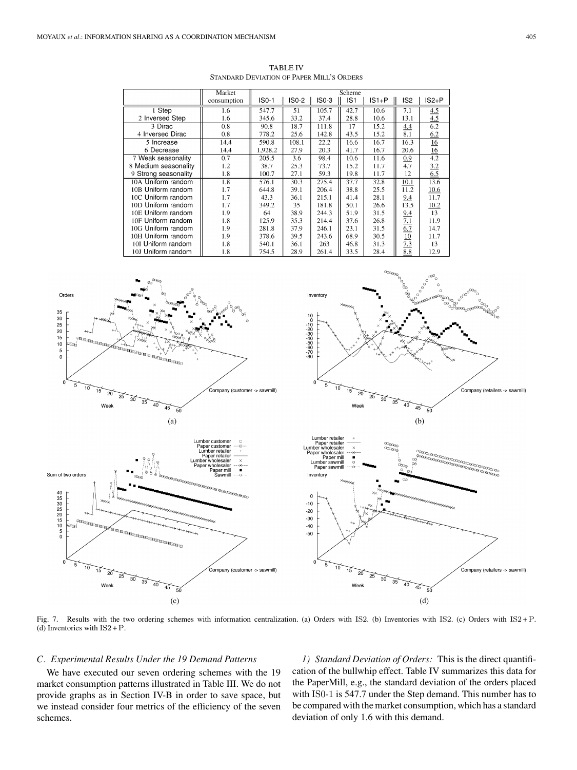TABLE IV
STANDARD DEVIATION OF PAPER MILL'S ORDERS

| | Market consumption | Scheme | | | | | | |
|---|---|---|---|---|---|---|---|---|
| | | IS0-1 | IS0-2 | IS0-3 | IS1 | IS1+P | IS2 | IS2+P |
| 1 Step | 1.6 | 547.7 | 51 | 105.7 | 42.7 | 10.6 | 7.1 | <u>4.5</u> |
| 2 Inversed Step | 1.6 | 345.6 | 33.2 | 37.4 | 28.8 | 10.6 | 13.1 | <u>4.5</u> |
| 3 Dirac | 0.8 | 90.8 | 18.7 | 111.8 | 17 | 15.2 | <u>4.4</u> | 6.2 |
| 4 Inversed Dirac | 0.8 | 778.2 | 25.6 | 142.8 | 43.5 | 15.2 | 8.1 | <u>6.2</u> |
| 5 Increase | 14.4 | 590.8 | 108.1 | 22.2 | 16.6 | 16.7 | 16.3 | <u>16</u> |
| 6 Decrease | 14.4 | 1,928.2 | 27.9 | 20.3 | 41.7 | 16.7 | 20.6 | <u>16</u> |
| 7 Weak seasonality | 0.7 | 205.5 | 3.6 | 98.4 | 10.6 | 11.6 | <u>0.9</u> | 4.2 |
| 8 Medium seasonality | 1.2 | 38.7 | 25.3 | 73.7 | 15.2 | 11.7 | 4.7 | <u>3.2</u> |
| 9 Strong seasonality | 1.8 | 100.7 | 27.1 | 59.3 | 19.8 | 11.7 | 12 | <u>6.5</u> |
| 10A Uniform random | 1.8 | 576.1 | 30.3 | 275.4 | 37.7 | 32.8 | <u>10.1</u> | 13.6 |
| 10B Uniform random | 1.7 | 644.8 | 39.1 | 206.4 | 38.8 | 25.5 | 11.2 | <u>10.6</u> |
| 10C Uniform random | 1.7 | 43.3 | 36.1 | 215.1 | 41.4 | 28.1 | <u>9.4</u> | 11.7 |
| 10D Uniform random | 1.7 | 349.2 | 35 | 181.8 | 50.1 | 26.6 | 13.5 | <u>10.2</u> |
| 10E Uniform random | 1.9 | 64 | 38.9 | 244.3 | 51.9 | 31.5 | <u>9.4</u> | 13 |
| 10F Uniform random | 1.8 | 125.9 | 35.3 | 214.4 | 37.6 | 26.8 | <u>7.1</u> | 11.9 |
| 10G Uniform random | 1.9 | 281.8 | 37.9 | 246.1 | 23.1 | 31.5 | <u>6.7</u> | 14.7 |
| 10H Uniform random | 1.9 | 378.6 | 39.5 | 243.6 | 68.9 | 30.5 | <u>10</u> | 11.7 |
| 10I Uniform random | 1.8 | 540.1 | 36.1 | 263 | 46.8 | 31.3 | <u>7.3</u> | 13 |
| 10J Uniform random | 1.8 | 754.5 | 28.9 | 261.4 | 33.5 | 28.4 | <u>8.8</u> | 12.9 |

Fig. 7. Results with the two ordering schemes with information centralization. (a) Orders with IS2. (b) Inventories with IS2. (c) Orders with IS2 + P. (d) Inventories with IS2 + P.

### C. Experimental Results Under the 19 Demand Patterns

We have executed our seven ordering schemes with the 19 market consumption patterns illustrated in Table III. We do not provide graphs as in Section IV-B in order to save space, but we instead consider four metrics of the efficiency of the seven schemes.

*1) Standard Deviation of Orders:* This is the direct quantification of the bullwhip effect. Table IV summarizes this data for the PaperMill, e.g., the standard deviation of the orders placed with IS0-1 is 547.7 under the Step demand. This number has to be compared with the market consumption, which has a standard deviation of only 1.6 with this demand.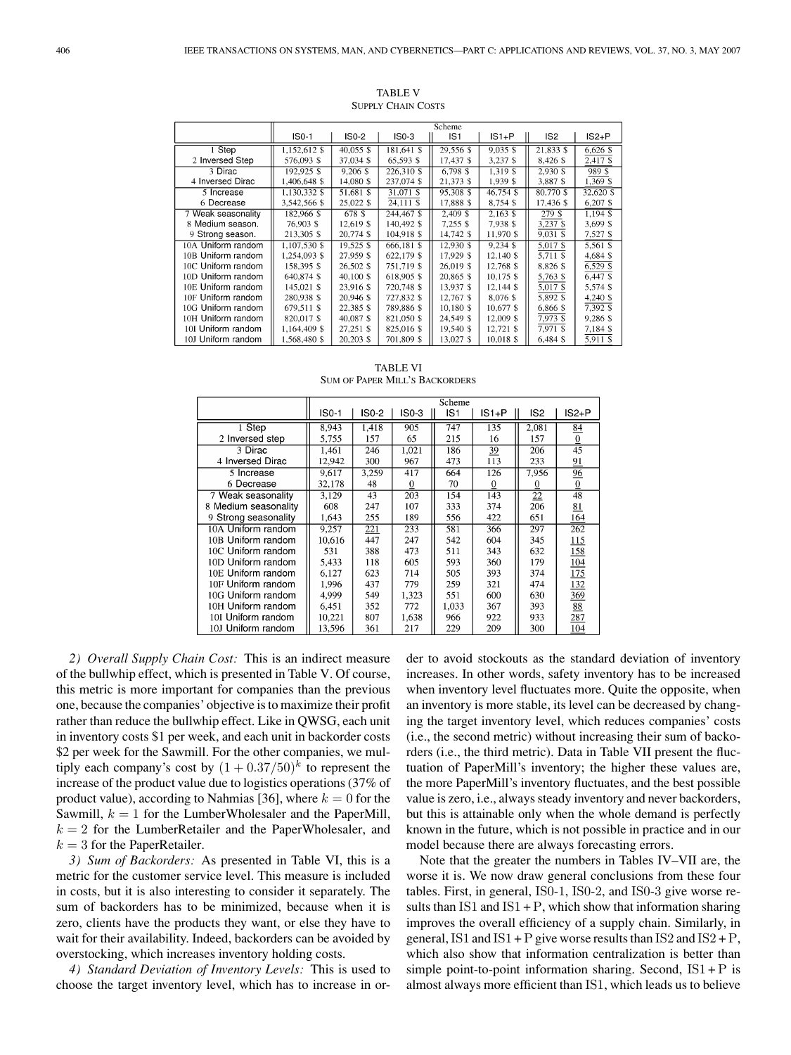TABLE V
SUPPLY CHAIN COSTS

| | Scheme | | | | | | |
|---|---|---|---|---|---|---|---|
| | IS0-1 | IS0-2 | IS0-3 | IS1 | IS1+P | IS2 | IS2+P |
| 1 Step | 1,152,612 $ | 40,055 $ | 181,641 $ | 29,556 $ | 9,035 $ | 21,833 $ | 6,626 $ |
| 2 Inversed Step | 576,093 $ | 37,034 $ | 65,593 $ | 17,437 $ | 3,237 $ | 8,426 $ | 2,417 $ |
| 3 Dirac | 192,925 $ | 9,206 $ | 226,310 $ | 6,798 $ | 1,319 $ | 2,930 $ | 989 $ |
| 4 Inversed Dirac | 1,406,648 $ | 14,080 $ | 237,074 $ | 21,373 $ | 1,939 $ | 3,887 $ | 1,369 $ |
| 5 Increase | 1,130,332 $ | 51,681 $ | 31,071 $ | 95,308 $ | 46,754 $ | 80,770 $ | 32,620 $ |
| 6 Decrease | 3,542,566 $ | 25,022 $ | 24,111 $ | 17,888 $ | 8,754 $ | 17,436 $ | 6,207 $ |
| 7 Weak seasonality | 182,966 $ | 678 $ | 244,467 $ | 2,409 $ | 2,163 $ | 279 $ | 1,194 $ |
| 8 Medium season. | 76,903 $ | 12,619 $ | 140,492 $ | 7,255 $ | 7,938 $ | 3,237 $ | 3,699 $ |
| 9 Strong season. | 213,305 $ | 20,774 $ | 104,918 $ | 14,742 $ | 11,970 $ | 9,031 $ | 7,527 $ |
| 10A Uniform random | 1,107,530 $ | 19,525 $ | 666,181 $ | 12,930 $ | 9,234 $ | 5,017 $ | 5,561 $ |
| 10B Uniform random | 1,254,093 $ | 27,959 $ | 622,179 $ | 17,929 $ | 12,140 $ | 5,711 $ | 4,684 $ |
| 10C Uniform random | 158,395 $ | 26,502 $ | 751,719 $ | 26,019 $ | 12,768 $ | 8,826 $ | 6,529 $ |
| 10D Uniform random | 640,874 $ | 40,100 $ | 618,905 $ | 20,865 $ | 10,175 $ | 5,763 $ | 6,447 $ |
| 10E Uniform random | 145,021 $ | 23,916 $ | 720,748 $ | 13,937 $ | 12,144 $ | 5,017 $ | 5,574 $ |
| 10F Uniform random | 280,938 $ | 20,946 $ | 727,832 $ | 12,767 $ | 8,076 $ | 5,892 $ | 4,240 $ |
| 10G Uniform random | 679,511 $ | 22,385 $ | 789,886 $ | 10,180 $ | 10,677 $ | 6,866 $ | 7,392 $ |
| 10H Uniform random | 820,017 $ | 40,087 $ | 821,050 $ | 24,549 $ | 12,009 $ | 7,973 $ | 9,286 $ |
| 10I Uniform random | 1,164,409 $ | 27,251 $ | 825,016 $ | 19,540 $ | 12,721 $ | 7,971 $ | 7,184 $ |
| 10J Uniform random | 1,568,480 $ | 20,203 $ | 701,809 $ | 13,027 $ | 10,018 $ | 6,484 $ | 5,911 $ |

TABLE VI
SUM OF PAPER MILL'S BACKORDERS

| | Scheme | | | | | | |
|---|---|---|---|---|---|---|---|
| | IS0-1 | IS0-2 | IS0-3 | IS1 | IS1+P | IS2 | IS2+P |
| 1 Step | 8,943 | 1,418 | 905 | 747 | 135 | 2,081 | 84 |
| 2 Inversed step | 5,755 | 157 | 65 | 215 | 16 | 157 | 0 |
| 3 Dirac | 1,461 | 246 | 1,021 | 186 | 39 | 206 | 45 |
| 4 Inversed Dirac | 12,942 | 300 | 967 | 473 | 113 | 233 | 91 |
| 5 Increase | 9,617 | 3,259 | 417 | 664 | 126 | 7,956 | 96 |
| 6 Decrease | 32,178 | 48 | 0 | 70 | 0 | 0 | 0 |
| 7 Weak seasonality | 3,129 | 43 | 203 | 154 | 143 | 22 | 48 |
| 8 Medium seasonality | 608 | 247 | 107 | 333 | 374 | 206 | 81 |
| 9 Strong seasonality | 1,643 | 255 | 189 | 556 | 422 | 651 | 164 |
| 10A Uniform random | 9,257 | 221 | 233 | 581 | 366 | 297 | 262 |
| 10B Uniform random | 10,616 | 447 | 247 | 542 | 604 | 345 | 115 |
| 10C Uniform random | 531 | 388 | 473 | 511 | 343 | 632 | 158 |
| 10D Uniform random | 5,433 | 118 | 605 | 593 | 360 | 179 | 104 |
| 10E Uniform random | 6,127 | 623 | 714 | 505 | 393 | 374 | 175 |
| 10F Uniform random | 1,996 | 437 | 779 | 259 | 321 | 474 | 132 |
| 10G Uniform random | 4,999 | 549 | 1,323 | 551 | 600 | 630 | 369 |
| 10H Uniform random | 6,451 | 352 | 772 | 1,033 | 367 | 393 | 88 |
| 10I Uniform random | 10,221 | 807 | 1,638 | 966 | 922 | 933 | 287 |
| 10J Uniform random | 13,596 | 361 | 217 | 229 | 209 | 300 | 104 |

*2) Overall Supply Chain Cost:* This is an indirect measure of the bullwhip effect, which is presented in Table V. Of course, this metric is more important for companies than the previous one, because the companies' objective is to maximize their profit rather than reduce the bullwhip effect. Like in QWSG, each unit in inventory costs \$1 per week, and each unit in backorder costs \$2 per week for the Sawmill. For the other companies, we multiply each company's cost by $(1+0.37/50)^k$ to represent the increase of the product value due to logistics operations (37% of product value), according to Nahmias [36], where $k=0$ for the Sawmill, $k=1$ for the LumberWholesaler and the PaperMill, $k=2$ for the LumberRetailer and the PaperWholesaler, and $k=3$ for the PaperRetailer.

*3) Sum of Backorders:* As presented in Table VI, this is a metric for the customer service level. This measure is included in costs, but it is also interesting to consider it separately. The sum of backorders has to be minimized, because when it is zero, clients have the products they want, or else they have to wait for their availability. Indeed, backorders can be avoided by overstocking, which increases inventory holding costs.

*4) Standard Deviation of Inventory Levels:* This is used to choose the target inventory level, which has to increase in order to avoid stockouts as the standard deviation of inventory increases. In other words, safety inventory has to be increased when inventory level fluctuates more. Quite the opposite, when an inventory is more stable, its level can be decreased by changing the target inventory level, which reduces companies' costs (i.e., the second metric) without increasing their sum of backorders (i.e., the third metric). Data in Table VII present the fluctuation of PaperMill's inventory; the higher these values are, the more PaperMill's inventory fluctuates, and the best possible value is zero, i.e., always steady inventory and never backorders, but this is attainable only when the whole demand is perfectly known in the future, which is not possible in practice and in our model because there are always forecasting errors.

Note that the greater the numbers in Tables IV–VII are, the worse it is. We now draw general conclusions from these four tables. First, in general, IS0-1, IS0-2, and IS0-3 give worse results than IS1 and IS1 + P, which show that information sharing improves the overall efficiency of a supply chain. Similarly, in general, IS1 and IS1 + P give worse results than IS2 and IS2 + P, which also show that information centralization is better than simple point-to-point information sharing. Second, IS1 + P is almost always more efficient than IS1, which leads us to believe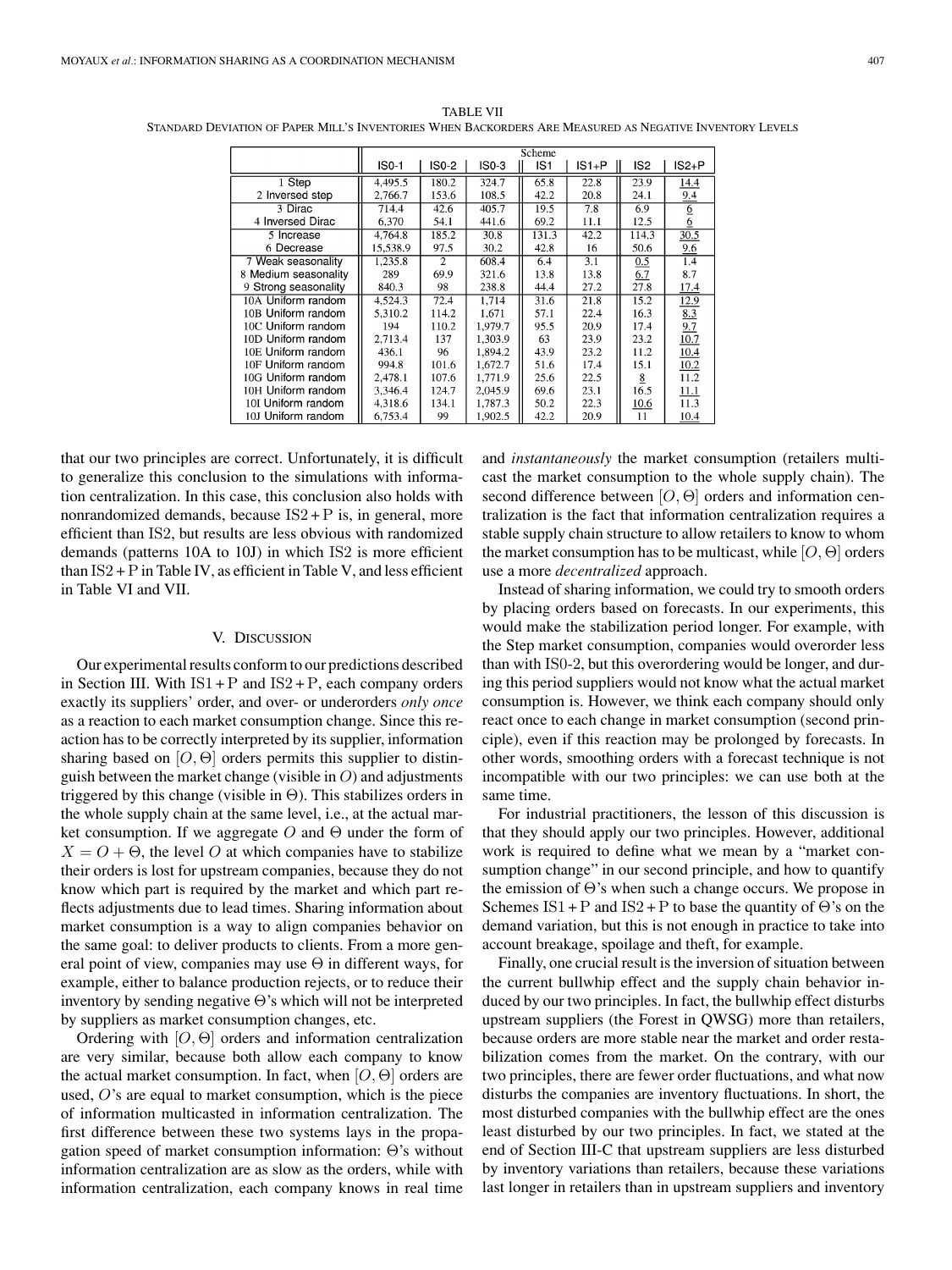TABLE VII
STANDARD DEVIATION OF PAPER MILL'S INVENTORIES WHEN BACKORDERS ARE MEASURED AS NEGATIVE INVENTORY LEVELS

| | Scheme | | | | | | |
|---|---|---|---|---|---|---|---|
| | IS0-1 | IS0-2 | IS0-3 | IS1 | IS1+P | IS2 | IS2+P |
| 1 Step | 4,495.5 | 180.2 | 324.7 | 65.8 | 22.8 | 23.9 | 14.4 |
| 2 Inversed step | 2,766.7 | 153.6 | 108.5 | 42.2 | 20.8 | 24.1 | 9.4 |
| 3 Dirac | 714.4 | 42.6 | 405.7 | 19.5 | 7.8 | 6.9 | 6 |
| 4 Inversed Dirac | 6,370 | 54.1 | 441.6 | 69.2 | 11.1 | 12.5 | 6 |
| 5 Increase | 4,764.8 | 185.2 | 30.8 | 131.3 | 42.2 | 114.3 | 30.5 |
| 6 Decrease | 15,538.9 | 97.5 | 30.2 | 42.8 | 16 | 50.6 | 9.6 |
| 7 Weak seasonality | 1,235.8 | 2 | 608.4 | 6.4 | 3.1 | 0.5 | 1.4 |
| 8 Medium seasonality | 289 | 69.9 | 321.6 | 13.8 | 13.8 | 6.7 | 8.7 |
| 9 Strong seasonality | 840.3 | 98 | 238.8 | 44.4 | 27.2 | 27.8 | 17.4 |
| 10A Uniform random | 4,524.3 | 72.4 | 1,714 | 31.6 | 21.8 | 15.2 | 12.9 |
| 10B Uniform random | 5,310.2 | 114.2 | 1,671 | 57.1 | 22.4 | 16.3 | 8.3 |
| 10C Uniform random | 194 | 110.2 | 1,979.7 | 95.5 | 20.9 | 17.4 | 9.7 |
| 10D Uniform random | 2,713.4 | 137 | 1,303.9 | 63 | 23.9 | 23.2 | 10.7 |
| 10E Uniform random | 436.1 | 96 | 1,894.2 | 43.9 | 23.2 | 11.2 | 10.4 |
| 10F Uniform random | 994.8 | 101.6 | 1,672.7 | 51.6 | 17.4 | 15.1 | 10.2 |
| 10G Uniform random | 2,478.1 | 107.6 | 1,771.9 | 25.6 | 22.5 | 8 | 11.2 |
| 10H Uniform random | 3,346.4 | 124.7 | 2,045.9 | 69.6 | 23.1 | 16.5 | 11.1 |
| 10I Uniform random | 4,318.6 | 134.1 | 1,787.3 | 50.2 | 22.3 | 10.6 | 11.3 |
| 10J Uniform random | 6,753.4 | 99 | 1,902.5 | 42.2 | 20.9 | 11 | 10.4 |

that our two principles are correct. Unfortunately, it is difficult to generalize this conclusion to the simulations with information centralization. In this case, this conclusion also holds with nonrandomized demands, because IS2 + P is, in general, more efficient than IS2, but results are less obvious with randomized demands (patterns 10A to 10J) in which IS2 is more efficient than IS2 + P in Table IV, as efficient in Table V, and less efficient in Table VI and VII.

## V. Discussion

Our experimental results conform to our predictions described in Section III. With IS1 + P and IS2 + P, each company orders exactly its suppliers' order, and over- or underorders *only once* as a reaction to each market consumption change. Since this reaction has to be correctly interpreted by its supplier, information sharing based on $[O, \Theta]$ orders permits this supplier to distinguish between the market change (visible in $O$) and adjustments triggered by this change (visible in $\Theta$). This stabilizes orders in the whole supply chain at the same level, i.e., at the actual market consumption. If we aggregate $O$ and $\Theta$ under the form of $X = O + \Theta$, the level $O$ at which companies have to stabilize their orders is lost for upstream companies, because they do not know which part is required by the market and which part reflects adjustments due to lead times. Sharing information about market consumption is a way to align companies behavior on the same goal: to deliver products to clients. From a more general point of view, companies may use $\Theta$ in different ways, for example, either to balance production rejects, or to reduce their inventory by sending negative $\Theta$'s which will not be interpreted by suppliers as market consumption changes, etc.

Ordering with $[O, \Theta]$ orders and information centralization are very similar, because both allow each company to know the actual market consumption. In fact, when $[O, \Theta]$ orders are used, $O$'s are equal to market consumption, which is the piece of information multicasted in information centralization. The first difference between these two systems lays in the propagation speed of market consumption information: $\Theta$'s without information centralization are as slow as the orders, while with information centralization, each company knows in real time and *instantaneously* the market consumption (retailers multicast the market consumption to the whole supply chain). The second difference between $[O, \Theta]$ orders and information centralization is the fact that information centralization requires a stable supply chain structure to allow retailers to know to whom the market consumption has to be multicast, while $[O, \Theta]$ orders use a more *decentralized* approach.

Instead of sharing information, we could try to smooth orders by placing orders based on forecasts. In our experiments, this would make the stabilization period longer. For example, with the Step market consumption, companies would overorder less than with IS0-2, but this overordering would be longer, and during this period suppliers would not know what the actual market consumption is. However, we think each company should only react once to each change in market consumption (second principle), even if this reaction may be prolonged by forecasts. In other words, smoothing orders with a forecast technique is not incompatible with our two principles: we can use both at the same time.

For industrial practitioners, the lesson of this discussion is that they should apply our two principles. However, additional work is required to define what we mean by a "market consumption change" in our second principle, and how to quantify the emission of $\Theta$'s when such a change occurs. We propose in Schemes IS1 + P and IS2 + P to base the quantity of $\Theta$'s on the demand variation, but this is not enough in practice to take into account breakage, spoilage and theft, for example.

Finally, one crucial result is the inversion of situation between the current bullwhip effect and the supply chain behavior induced by our two principles. In fact, the bullwhip effect disturbs upstream suppliers (the Forest in QWSG) more than retailers, because orders are more stable near the market and order restabilization comes from the market. On the contrary, with our two principles, there are fewer order fluctuations, and what now disturbs the companies are inventory fluctuations. In short, the most disturbed companies with the bullwhip effect are the ones least disturbed by our two principles. In fact, we stated at the end of Section III-C that upstream suppliers are less disturbed by inventory variations than retailers, because these variations last longer in retailers than in upstream suppliers and inventory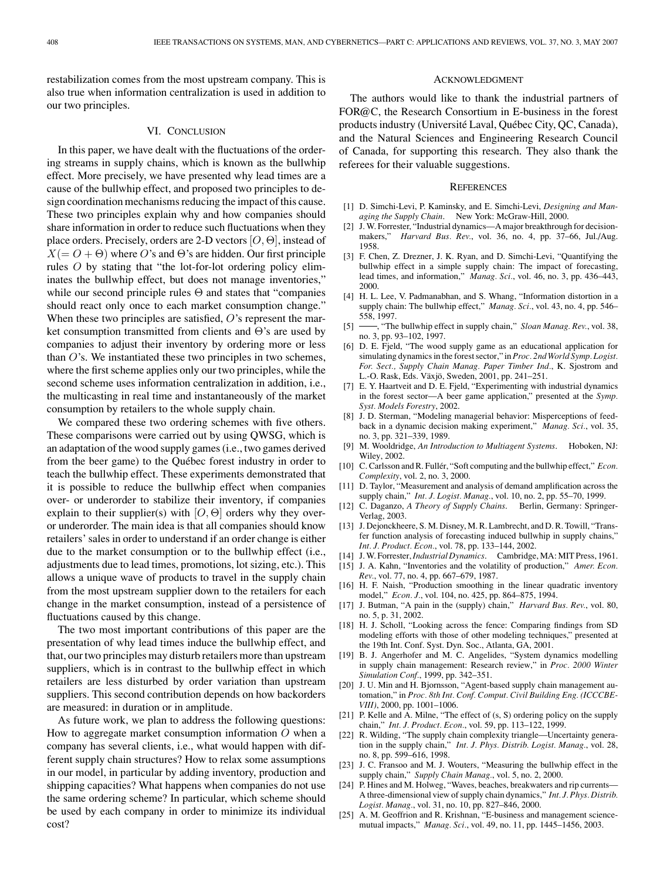restabilization comes from the most upstream company. This is also true when information centralization is used in addition to our two principles.

## VI. Conclusion

In this paper, we have dealt with the fluctuations of the ordering streams in supply chains, which is known as the bullwhip effect. More precisely, we have presented why lead times are a cause of the bullwhip effect, and proposed two principles to design coordination mechanisms reducing the impact of this cause. These two principles explain why and how companies should share information in order to reduce such fluctuations when they place orders. Precisely, orders are 2-D vectors $[O, \Theta]$, instead of $X(= O + \Theta)$ where $O$'s and $\Theta$'s are hidden. Our first principle rules $O$ by stating that "the lot-for-lot ordering policy eliminates the bullwhip effect, but does not manage inventories," while our second principle rules $\Theta$ and states that "companies should react only once to each market consumption change." When these two principles are satisfied, $O$'s represent the market consumption transmitted from clients and $\Theta$'s are used by companies to adjust their inventory by ordering more or less than $O$'s. We instantiated these two principles in two schemes, where the first scheme applies only our two principles, while the second scheme uses information centralization in addition, i.e., the multicasting in real time and instantaneous of the market consumption by retailers to the whole supply chain.

We compared these two ordering schemes with five others. These comparisons were carried out by using QWSG, which is an adaptation of the wood supply games (i.e., two games derived from the beer game) to the Québec forest industry in order to teach the bullwhip effect. These experiments demonstrated that it is possible to reduce the bullwhip effect when companies over- or underorder to stabilize their inventory, if companies explain to their supplier(s) with $[O, \Theta]$ orders why they over- or underorder. The main idea is that all companies should know retailers' sales in order to understand if an order change is either due to the market consumption or to the bullwhip effect (i.e., adjustments due to lead times, promotions, lot sizing, etc.). This allows a unique wave of products to travel in the supply chain from the most upstream supplier down to the retailers for each change in the market consumption, instead of a persistence of fluctuations caused by this change.

The two most important contributions of this paper are the presentation of why lead times induce the bullwhip effect, and that, our two principles may disturb retailers more than upstream suppliers, which is in contrast to the bullwhip effect in which retailers are less disturbed by order variation than upstream suppliers. This second contribution depends on how backorders are measured: in duration or in amplitude.

As future work, we plan to address the following questions: How to aggregate market consumption information $O$ when a company has several clients, i.e., what would happen with different supply chain structures? How to relax some assumptions in our model, in particular by adding inventory, production and shipping capacities? What happens when companies do not use the same ordering scheme? In particular, which scheme should be used by each company in order to minimize its individual cost?

## Acknowledgment

The authors would like to thank the industrial partners of FOR@C, the Research Consortium in E-business in the forest products industry (Université Laval, Québec City, QC, Canada), and the Natural Sciences and Engineering Research Council of Canada, for supporting this research. They also thank the referees for their valuable suggestions.

## References

[1] D. Simchi-Levi, P. Kaminsky, and E. Simchi-Levi, *Designing and Managing the Supply Chain*. New York: McGraw-Hill, 2000.

[2] J. W. Forrester, "Industrial dynamics—A major breakthrough for decision-makers," *Harvard Bus. Rev.*, vol. 36, no. 4, pp. 37–66, Jul./Aug. 1958.

[3] F. Chen, Z. Drezner, J. K. Ryan, and D. Simchi-Levi, "Quantifying the bullwhip effect in a simple supply chain: The impact of forecasting, lead times, and information," *Manag. Sci.*, vol. 46, no. 3, pp. 436–443, 2000.

[4] H. L. Lee, V. Padmanabhan, and S. Whang, "Information distortion in a supply chain: The bullwhip effect," *Manag. Sci.*, vol. 43, no. 4, pp. 546–558, 1997.

[5] ——, "The bullwhip effect in supply chain," *Sloan Manag. Rev.*, vol. 38, no. 3, pp. 93–102, 1997.

[6] D. E. Fjeld, "The wood supply game as an educational application for simulating dynamics in the forest sector," in *Proc. 2nd World Symp. Logist. For. Sect., Supply Chain Manag. Paper Timber Ind.*, K. Sjostrom and L.-O. Rask, Eds. Växjö, Sweden, 2001, pp. 241–251.

[7] E. Y. Haartveit and D. E. Fjeld, "Experimenting with industrial dynamics in the forest sector—A beer game application," presented at the *Symp. Syst. Models Forestry*, 2002.

[8] J. D. Sterman, "Modeling managerial behavior: Misperceptions of feedback in a dynamic decision making experiment," *Manag. Sci.*, vol. 35, no. 3, pp. 321–339, 1989.

[9] M. Wooldridge, *An Introduction to Multiagent Systems*. Hoboken, NJ: Wiley, 2002.

[10] C. Carlsson and R. Fullér, "Soft computing and the bullwhip effect," *Econ. Complexity*, vol. 2, no. 3, 2000.

[11] D. Taylor, "Measurement and analysis of demand amplification across the supply chain," *Int. J. Logist. Manag.*, vol. 10, no. 2, pp. 55–70, 1999.

[12] C. Daganzo, *A Theory of Supply Chains*. Berlin, Germany: Springer-Verlag, 2003.

[13] J. Dejonckheere, S. M. Disney, M. R. Lambrecht, and D. R. Towill, "Transfer function analysis of forecasting induced bullwhip in supply chains," *Int. J. Product. Econ.*, vol. 78, pp. 133–144, 2002.

[14] J. W. Forrester, *Industrial Dynamics*. Cambridge, MA: MIT Press, 1961.

[15] J. A. Kahn, "Inventories and the volatility of production," *Amer. Econ. Rev.*, vol. 77, no. 4, pp. 667–679, 1987.

[16] H. F. Naish, "Production smoothing in the linear quadratic inventory model," *Econ. J.*, vol. 104, no. 425, pp. 864–875, 1994.

[17] J. Butman, "A pain in the (supply) chain," *Harvard Bus. Rev.*, vol. 80, no. 5, p. 31, 2002.

[18] H. J. Scholl, "Looking across the fence: Comparing findings from SD modeling efforts with those of other modeling techniques," presented at the 19th Int. Conf. Syst. Dyn. Soc., Atlanta, GA, 2001.

[19] B. J. Angerhofer and M. C. Angelides, "System dynamics modelling in supply chain management: Research review," in *Proc. 2000 Winter Simulation Conf.*, 1999, pp. 342–351.

[20] J. U. Min and H. Bjornsson, "Agent-based supply chain management automation," in *Proc. 8th Int. Conf. Comput. Civil Building Eng. (ICCCBE-VIII)*, 2000, pp. 1001–1006.

[21] P. Kelle and A. Milne, "The effect of (s, S) ordering policy on the supply chain," *Int. J. Product. Econ.*, vol. 59, pp. 113–122, 1999.

[22] R. Wilding, "The supply chain complexity triangle—Uncertainty generation in the supply chain," *Int. J. Phys. Distrib. Logist. Manag.*, vol. 28, no. 8, pp. 599–616, 1998.

[23] J. C. Fransoo and M. J. Wouters, "Measuring the bullwhip effect in the supply chain," *Supply Chain Manag.*, vol. 5, no. 2, 2000.

[24] P. Hines and M. Holweg, "Waves, beaches, breakwaters and rip currents—A three-dimensional view of supply chain dynamics," *Int. J. Phys. Distrib. Logist. Manag.*, vol. 31, no. 10, pp. 827–846, 2000.

[25] A. M. Geoffrion and R. Krishnan, "E-business and management science-mutual impacts," *Manag. Sci.*, vol. 49, no. 11, pp. 1445–1456, 2003.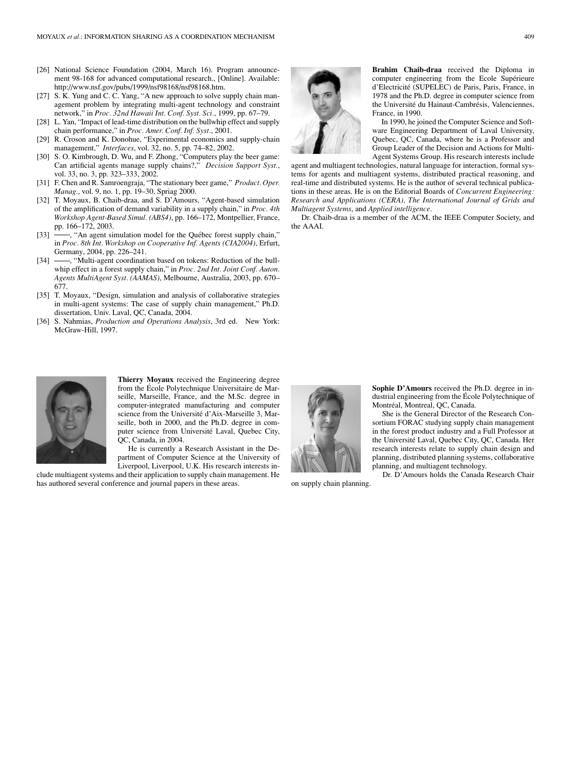[26] National Science Foundation (2004, March 16). Program announcement 98-168 for advanced computational research., [Online]. Available: http://www.nsf.gov/pubs/1999/nsf98168/nsf98168.htm.

[27] S. K. Yung and C. C. Yang, "A new approach to solve supply chain management problem by integrating multi-agent technology and constraint network," in *Proc. 32nd Hawaii Int. Conf. Syst. Sci.*, 1999, pp. 67–79.

[28] L. Yan, "Impact of lead-time distribution on the bullwhip effect and supply chain performance," in *Proc. Amer. Conf. Inf. Syst.*, 2001.

[29] R. Croson and K. Donohue, "Experimental economics and supply-chain management," *Interfaces*, vol. 32, no. 5, pp. 74–82, 2002.

[30] S. O. Kimbrough, D. Wu, and F. Zhong, "Computers play the beer game: Can artificial agents manage supply chains?," *Decision Support Syst.*, vol. 33, no. 3, pp. 323–333, 2002.

[31] F. Chen and R. Samroengraja, "The stationary beer game," *Product. Oper. Manag.*, vol. 9, no. 1, pp. 19–30, Spriag 2000.

[32] T. Moyaux, B. Chaib-draa, and S. D'Amours, "Agent-based simulation of the amplification of demand variability in a supply chain," in *Proc. 4th Workshop Agent-Based Simul. (ABS4)*, pp. 166–172, Montpellier, France, pp. 166–172, 2003.

[33] ——, "An agent simulation model for the Québec forest supply chain," in *Proc. 8th Int. Workshop on Cooperative Inf. Agents (CIA2004)*, Erfurt, Germany, 2004, pp. 226–241.

[34] ——, "Multi-agent coordination based on tokens: Reduction of the bullwhip effect in a forest supply chain," in *Proc. 2nd Int. Joint Conf. Auton. Agents MultiAgent Syst. (AAMAS)*, Melbourne, Australia, 2003, pp. 670–677.

[35] T. Moyaux, "Design, simulation and analysis of collaborative strategies in multi-agent systems: The case of supply chain management," Ph.D. dissertation, Univ. Laval, QC, Canada, 2004.

[36] S. Nahmias, *Production and Operations Analysis*, 3rd ed. New York: McGraw-Hill, 1997.

**Thierry Moyaux** received the Engineering degree from the École Polytechnique Universitaire de Marseille, Marseille, France, and the M.Sc. degree in computer-integrated manufacturing and computer science from the Université d'Aix-Marseille 3, Marseille, both in 2000, and the Ph.D. degree in computer science from Université Laval, Quebec City, QC, Canada, in 2004.

He is currently a Research Assistant in the Department of Computer Science at the University of Liverpool, Liverpool, U.K. His research interests include multiagent systems and their application to supply chain management. He has authored several conference and journal papers in these areas.

**Brahim Chaib-draa** received the Diploma in computer engineering from the Ecole Supérieure d'Electricité (SUPELEC) de Paris, Paris, France, in 1978 and the Ph.D. degree in computer science from the Université du Hainaut-Cambrésis, Valenciennes, France, in 1990.

In 1990, he joined the Computer Science and Software Engineering Department of Laval University, Quebec, QC, Canada, where he is a Professor and Group Leader of the Decision and Actions for Multi-Agent Systems Group. His research interests include agent and multiagent technologies, natural language for interaction, formal systems for agents and multiagent systems, distributed practical reasoning, and real-time and distributed systems. He is the author of several technical publications in these areas. He is on the Editorial Boards of *Concurrent Engineering: Research and Applications (CERA), The International Journal of Grids and Multiagent Systems*, and *Applied intelligence*.

Dr. Chaib-draa is a member of the ACM, the IEEE Computer Society, and the AAAI.

**Sophie D'Amours** received the Ph.D. degree in industrial engineering from the École Polytechnique of Montréal, Montreal, QC, Canada.

She is the General Director of the Research Consortium FORAC studying supply chain management in the forest product industry and a Full Professor at the Université Laval, Quebec City, QC, Canada. Her research interests relate to supply chain design and planning, distributed planning systems, collaborative planning, and multiagent technology.

Dr. D'Amours holds the Canada Research Chair on supply chain planning.